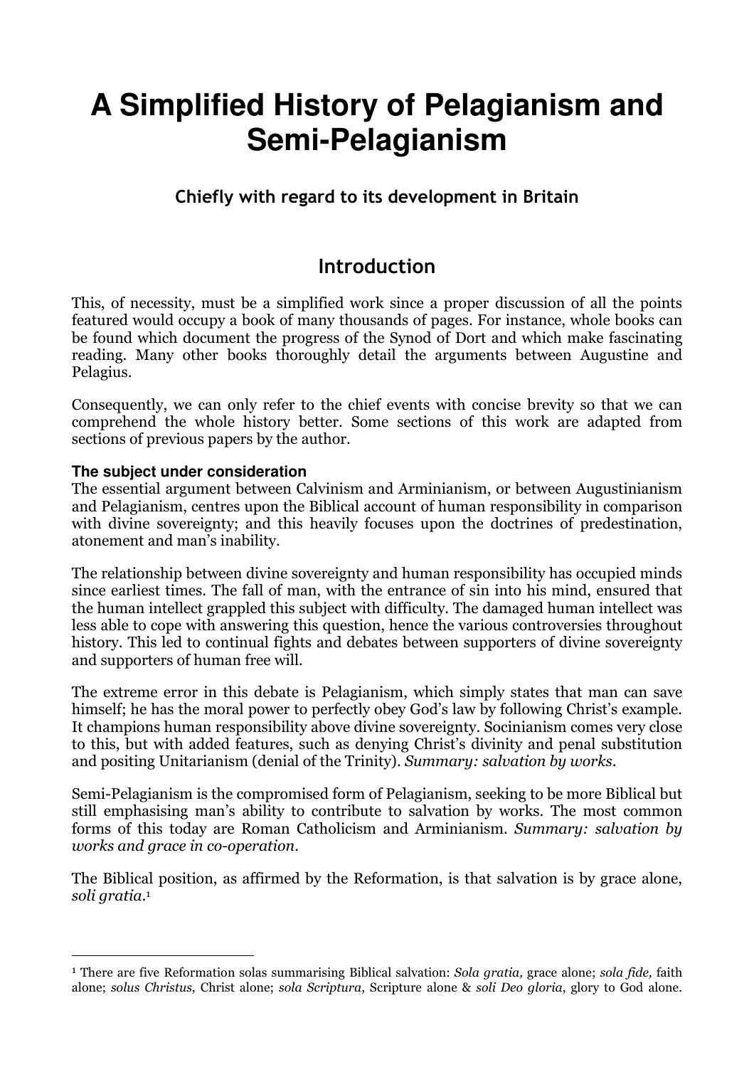# A Simplified History of Pelagianism and Semi-Pelagianism

### Chiefly with regard to its development in Britain

## Introduction

This, of necessity, must be a simplified work since a proper discussion of all the points featured would occupy a book of many thousands of pages. For instance, whole books can be found which document the progress of the Synod of Dort and which make fascinating reading. Many other books thoroughly detail the arguments between Augustine and Pelagius.

Consequently, we can only refer to the chief events with concise brevity so that we can comprehend the whole history better. Some sections of this work are adapted from sections of previous papers by the author.

#### The subject under consideration

The essential argument between Calvinism and Arminianism, or between Augustinianism and Pelagianism, centres upon the Biblical account of human responsibility in comparison with divine sovereignty; and this heavily focuses upon the doctrines of predestination, atonement and man's inability.

The relationship between divine sovereignty and human responsibility has occupied minds since earliest times. The fall of man, with the entrance of sin into his mind, ensured that the human intellect grappled this subject with difficulty. The damaged human intellect was less able to cope with answering this question, hence the various controversies throughout history. This led to continual fights and debates between supporters of divine sovereignty and supporters of human free will.

The extreme error in this debate is Pelagianism, which simply states that man can save himself; he has the moral power to perfectly obey God's law by following Christ's example. It champions human responsibility above divine sovereignty. Socinianism comes very close to this, but with added features, such as denying Christ's divinity and penal substitution and positing Unitarianism (denial of the Trinity). *Summary: salvation by works.*

Semi-Pelagianism is the compromised form of Pelagianism, seeking to be more Biblical but still emphasising man's ability to contribute to salvation by works. The most common forms of this today are Roman Catholicism and Arminianism. *Summary: salvation by works and grace in co-operation.*

The Biblical position, as affirmed by the Reformation, is that salvation is by grace alone, *soli gratia*.[1]

---

[1] There are five Reformation solas summarising Biblical salvation: *Sola gratia,* grace alone; *sola fide,* faith alone; *solus Christus*, Christ alone; *sola Scriptura*, Scripture alone & *soli Deo gloria*, glory to God alone.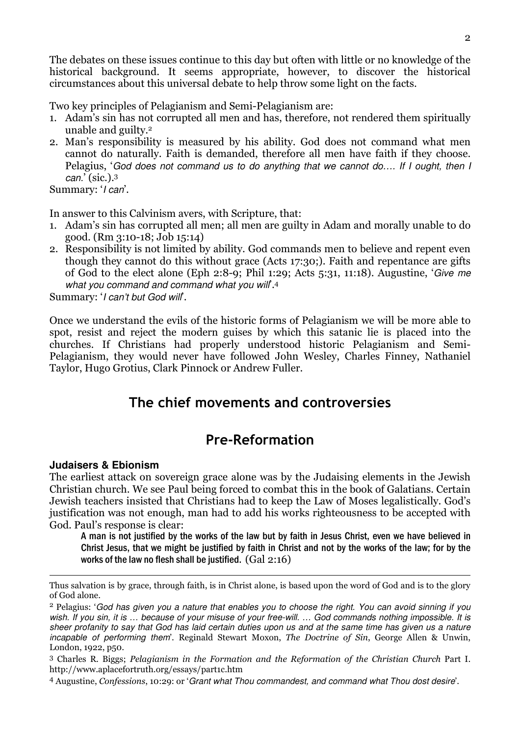The debates on these issues continue to this day but often with little or no knowledge of the historical background. It seems appropriate, however, to discover the historical circumstances about this universal debate to help throw some light on the facts.

Two key principles of Pelagianism and Semi-Pelagianism are:

1. Adam's sin has not corrupted all men and has, therefore, not rendered them spiritually unable and guilty.[2]
2. Man's responsibility is measured by his ability. God does not command what men cannot do naturally. Faith is demanded, therefore all men have faith if they choose. Pelagius, '*God does not command us to do anything that we cannot do…. If I ought, then I can.*' (sic.).[3]

Summary: '*I can*'.

In answer to this Calvinism avers, with Scripture, that:

1. Adam's sin has corrupted all men; all men are guilty in Adam and morally unable to do good. (Rm 3:10-18; Job 15:14)
2. Responsibility is not limited by ability. God commands men to believe and repent even though they cannot do this without grace (Acts 17:30;). Faith and repentance are gifts of God to the elect alone (Eph 2:8-9; Phil 1:29; Acts 5:31, 11:18). Augustine, '*Give me what you command and command what you will*'.[4]

Summary: '*I can't but God will*'.

Once we understand the evils of the historic forms of Pelagianism we will be more able to spot, resist and reject the modern guises by which this satanic lie is placed into the churches. If Christians had properly understood historic Pelagianism and Semi-Pelagianism, they would never have followed John Wesley, Charles Finney, Nathaniel Taylor, Hugo Grotius, Clark Pinnock or Andrew Fuller.

## The chief movements and controversies

## Pre-Reformation

### Judaisers & Ebionism

The earliest attack on sovereign grace alone was by the Judaising elements in the Jewish Christian church. We see Paul being forced to combat this in the book of Galatians. Certain Jewish teachers insisted that Christians had to keep the Law of Moses legalistically. God's justification was not enough, man had to add his works righteousness to be accepted with God. Paul's response is clear:

> **A man is not justified by the works of the law but by faith in Jesus Christ, even we have believed in Christ Jesus, that we might be justified by faith in Christ and not by the works of the law; for by the works of the law no flesh shall be justified.** (Gal 2:16)

---

Thus salvation is by grace, through faith, is in Christ alone, is based upon the word of God and is to the glory of God alone.

[2] Pelagius: '*God has given you a nature that enables you to choose the right. You can avoid sinning if you wish. If you sin, it is … because of your misuse of your free-will. … God commands nothing impossible. It is sheer profanity to say that God has laid certain duties upon us and at the same time has given us a nature incapable of performing them*'. Reginald Stewart Moxon, *The Doctrine of Sin*, George Allen & Unwin, London, 1922, p50.

[3] Charles R. Biggs; *Pelagianism in the Formation and the Reformation of the Christian Church* Part I. http://www.aplacefortruth.org/essays/part1c.htm

[4] Augustine, *Confessions*, 10:29: or '*Grant what Thou commandest, and command what Thou dost desire*'.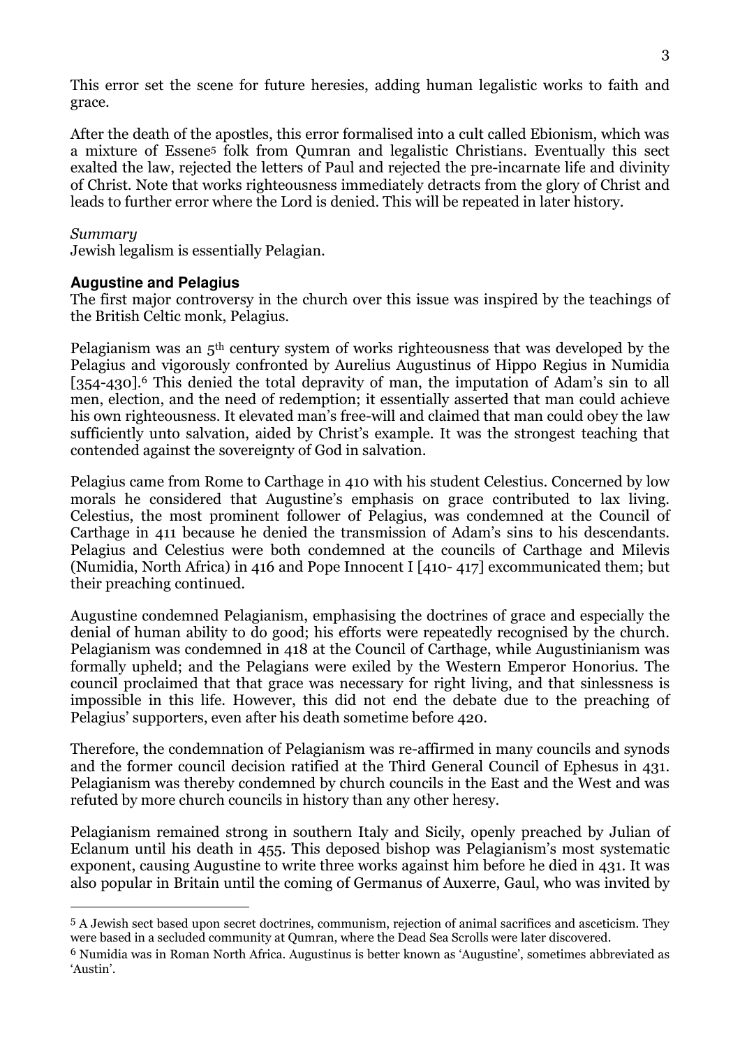This error set the scene for future heresies, adding human legalistic works to faith and grace.

After the death of the apostles, this error formalised into a cult called Ebionism, which was a mixture of Essene[5] folk from Qumran and legalistic Christians. Eventually this sect exalted the law, rejected the letters of Paul and rejected the pre-incarnate life and divinity of Christ. Note that works righteousness immediately detracts from the glory of Christ and leads to further error where the Lord is denied. This will be repeated in later history.

*Summary*
Jewish legalism is essentially Pelagian.

### Augustine and Pelagius

The first major controversy in the church over this issue was inspired by the teachings of the British Celtic monk, Pelagius.

Pelagianism was an 5th century system of works righteousness that was developed by the Pelagius and vigorously confronted by Aurelius Augustinus of Hippo Regius in Numidia [354-430].[6] This denied the total depravity of man, the imputation of Adam's sin to all men, election, and the need of redemption; it essentially asserted that man could achieve his own righteousness. It elevated man's free-will and claimed that man could obey the law sufficiently unto salvation, aided by Christ's example. It was the strongest teaching that contended against the sovereignty of God in salvation.

Pelagius came from Rome to Carthage in 410 with his student Celestius. Concerned by low morals he considered that Augustine's emphasis on grace contributed to lax living. Celestius, the most prominent follower of Pelagius, was condemned at the Council of Carthage in 411 because he denied the transmission of Adam's sins to his descendants. Pelagius and Celestius were both condemned at the councils of Carthage and Milevis (Numidia, North Africa) in 416 and Pope Innocent I [410- 417] excommunicated them; but their preaching continued.

Augustine condemned Pelagianism, emphasising the doctrines of grace and especially the denial of human ability to do good; his efforts were repeatedly recognised by the church. Pelagianism was condemned in 418 at the Council of Carthage, while Augustinianism was formally upheld; and the Pelagians were exiled by the Western Emperor Honorius. The council proclaimed that that grace was necessary for right living, and that sinlessness is impossible in this life. However, this did not end the debate due to the preaching of Pelagius' supporters, even after his death sometime before 420.

Therefore, the condemnation of Pelagianism was re-affirmed in many councils and synods and the former council decision ratified at the Third General Council of Ephesus in 431. Pelagianism was thereby condemned by church councils in the East and the West and was refuted by more church councils in history than any other heresy.

Pelagianism remained strong in southern Italy and Sicily, openly preached by Julian of Eclanum until his death in 455. This deposed bishop was Pelagianism's most systematic exponent, causing Augustine to write three works against him before he died in 431. It was also popular in Britain until the coming of Germanus of Auxerre, Gaul, who was invited by

---

[5] A Jewish sect based upon secret doctrines, communism, rejection of animal sacrifices and asceticism. They were based in a secluded community at Qumran, where the Dead Sea Scrolls were later discovered.

[6] Numidia was in Roman North Africa. Augustinus is better known as 'Augustine', sometimes abbreviated as 'Austin'.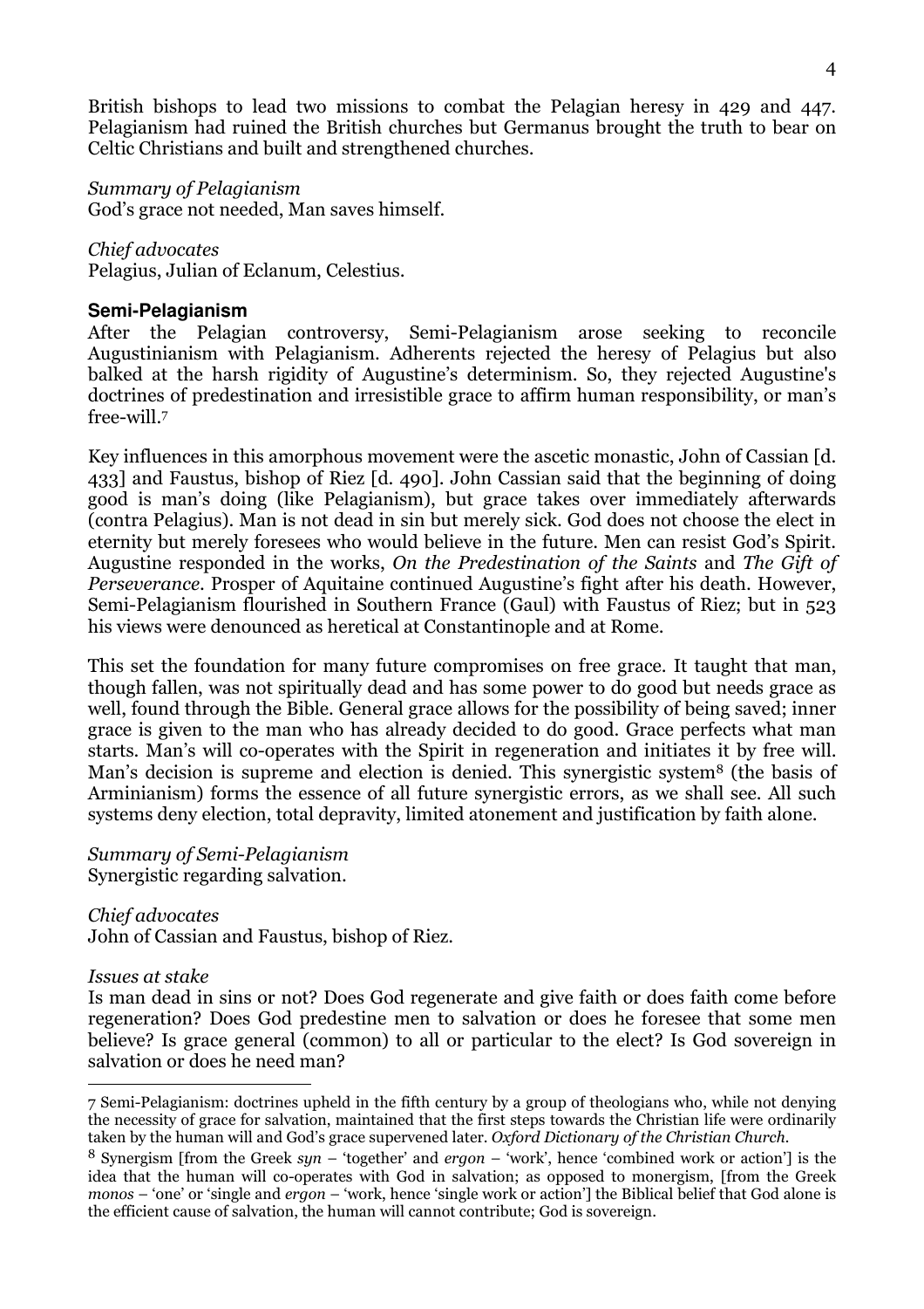British bishops to lead two missions to combat the Pelagian heresy in 429 and 447. Pelagianism had ruined the British churches but Germanus brought the truth to bear on Celtic Christians and built and strengthened churches.

*Summary of Pelagianism*
God's grace not needed, Man saves himself.

*Chief advocates*
Pelagius, Julian of Eclanum, Celestius.

### Semi-Pelagianism

After the Pelagian controversy, Semi-Pelagianism arose seeking to reconcile Augustinianism with Pelagianism. Adherents rejected the heresy of Pelagius but also balked at the harsh rigidity of Augustine's determinism. So, they rejected Augustine's doctrines of predestination and irresistible grace to affirm human responsibility, or man's free-will.[7]

Key influences in this amorphous movement were the ascetic monastic, John of Cassian [d. 433] and Faustus, bishop of Riez [d. 490]. John Cassian said that the beginning of doing good is man's doing (like Pelagianism), but grace takes over immediately afterwards (contra Pelagius). Man is not dead in sin but merely sick. God does not choose the elect in eternity but merely foresees who would believe in the future. Men can resist God's Spirit. Augustine responded in the works, *On the Predestination of the Saints* and *The Gift of Perseverance*. Prosper of Aquitaine continued Augustine's fight after his death. However, Semi-Pelagianism flourished in Southern France (Gaul) with Faustus of Riez; but in 523 his views were denounced as heretical at Constantinople and at Rome.

This set the foundation for many future compromises on free grace. It taught that man, though fallen, was not spiritually dead and has some power to do good but needs grace as well, found through the Bible. General grace allows for the possibility of being saved; inner grace is given to the man who has already decided to do good. Grace perfects what man starts. Man's will co-operates with the Spirit in regeneration and initiates it by free will. Man's decision is supreme and election is denied. This synergistic system[8] (the basis of Arminianism) forms the essence of all future synergistic errors, as we shall see. All such systems deny election, total depravity, limited atonement and justification by faith alone.

*Summary of Semi-Pelagianism*
Synergistic regarding salvation.

*Chief advocates*
John of Cassian and Faustus, bishop of Riez.

*Issues at stake*
Is man dead in sins or not? Does God regenerate and give faith or does faith come before regeneration? Does God predestine men to salvation or does he foresee that some men believe? Is grace general (common) to all or particular to the elect? Is God sovereign in salvation or does he need man?

---

7 Semi-Pelagianism: doctrines upheld in the fifth century by a group of theologians who, while not denying the necessity of grace for salvation, maintained that the first steps towards the Christian life were ordinarily taken by the human will and God's grace supervened later. *Oxford Dictionary of the Christian Church*.

8 Synergism [from the Greek *syn* – 'together' and *ergon* – 'work', hence 'combined work or action'] is the idea that the human will co-operates with God in salvation; as opposed to monergism, [from the Greek *monos* – 'one' or 'single and *ergon* – 'work, hence 'single work or action'] the Biblical belief that God alone is the efficient cause of salvation, the human will cannot contribute; God is sovereign.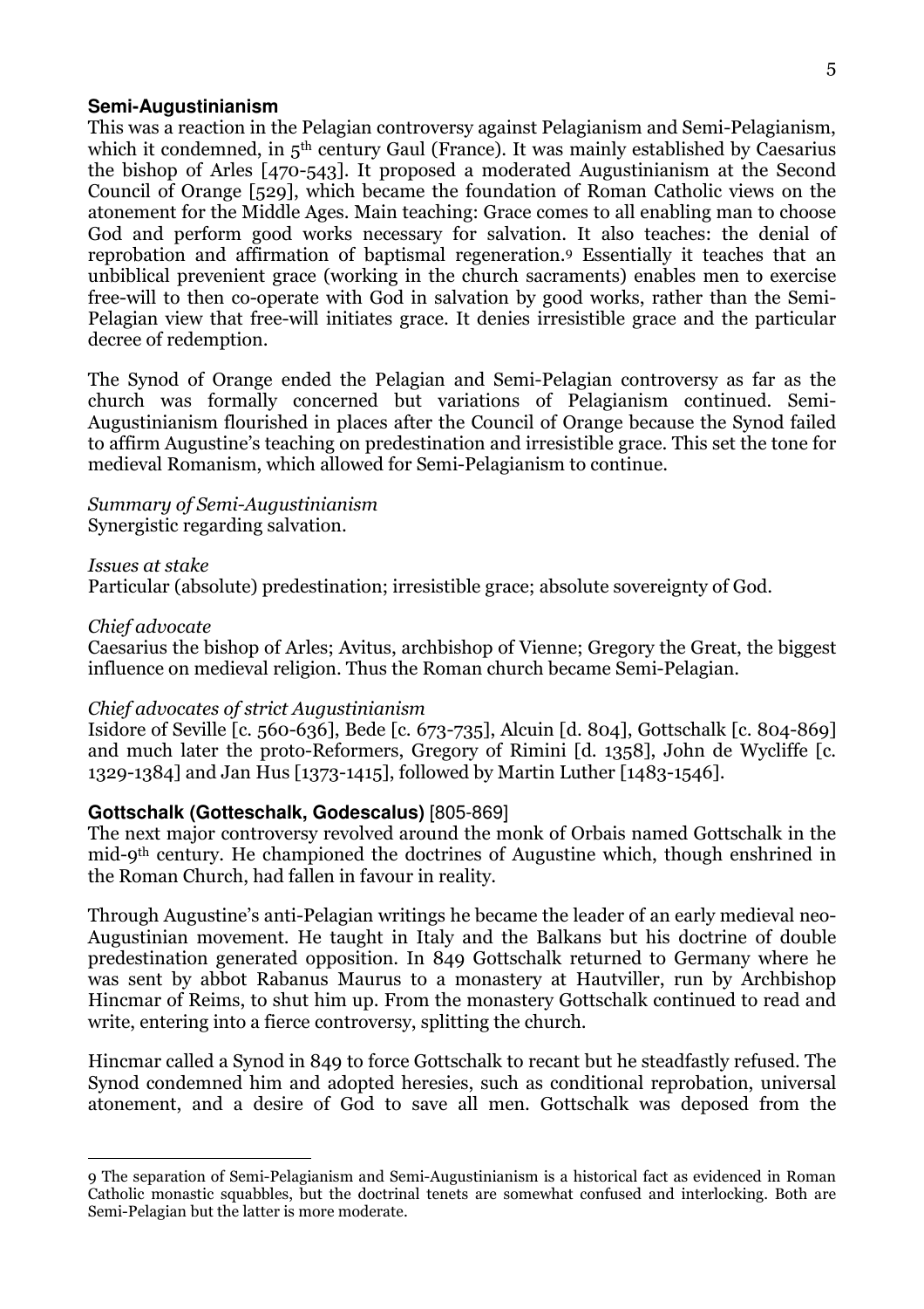### Semi-Augustinianism

This was a reaction in the Pelagian controversy against Pelagianism and Semi-Pelagianism, which it condemned, in 5th century Gaul (France). It was mainly established by Caesarius the bishop of Arles [470-543]. It proposed a moderated Augustinianism at the Second Council of Orange [529], which became the foundation of Roman Catholic views on the atonement for the Middle Ages. Main teaching: Grace comes to all enabling man to choose God and perform good works necessary for salvation. It also teaches: the denial of reprobation and affirmation of baptismal regeneration.[9] Essentially it teaches that an unbiblical prevenient grace (working in the church sacraments) enables men to exercise free-will to then co-operate with God in salvation by good works, rather than the Semi-Pelagian view that free-will initiates grace. It denies irresistible grace and the particular decree of redemption.

The Synod of Orange ended the Pelagian and Semi-Pelagian controversy as far as the church was formally concerned but variations of Pelagianism continued. Semi-Augustinianism flourished in places after the Council of Orange because the Synod failed to affirm Augustine's teaching on predestination and irresistible grace. This set the tone for medieval Romanism, which allowed for Semi-Pelagianism to continue.

*Summary of Semi-Augustinianism*
Synergistic regarding salvation.

*Issues at stake*
Particular (absolute) predestination; irresistible grace; absolute sovereignty of God.

*Chief advocate*
Caesarius the bishop of Arles; Avitus, archbishop of Vienne; Gregory the Great, the biggest influence on medieval religion. Thus the Roman church became Semi-Pelagian.

*Chief advocates of strict Augustinianism*
Isidore of Seville [c. 560-636], Bede [c. 673-735], Alcuin [d. 804], Gottschalk [c. 804-869] and much later the proto-Reformers, Gregory of Rimini [d. 1358], John de Wycliffe [c. 1329-1384] and Jan Hus [1373-1415], followed by Martin Luther [1483-1546].

### Gottschalk (Gotteschalk, Godescalus) [805-869]

The next major controversy revolved around the monk of Orbais named Gottschalk in the mid-9th century. He championed the doctrines of Augustine which, though enshrined in the Roman Church, had fallen in favour in reality.

Through Augustine's anti-Pelagian writings he became the leader of an early medieval neo-Augustinian movement. He taught in Italy and the Balkans but his doctrine of double predestination generated opposition. In 849 Gottschalk returned to Germany where he was sent by abbot Rabanus Maurus to a monastery at Hautviller, run by Archbishop Hincmar of Reims, to shut him up. From the monastery Gottschalk continued to read and write, entering into a fierce controversy, splitting the church.

Hincmar called a Synod in 849 to force Gottschalk to recant but he steadfastly refused. The Synod condemned him and adopted heresies, such as conditional reprobation, universal atonement, and a desire of God to save all men. Gottschalk was deposed from the

---

9 The separation of Semi-Pelagianism and Semi-Augustinianism is a historical fact as evidenced in Roman Catholic monastic squabbles, but the doctrinal tenets are somewhat confused and interlocking. Both are Semi-Pelagian but the latter is more moderate.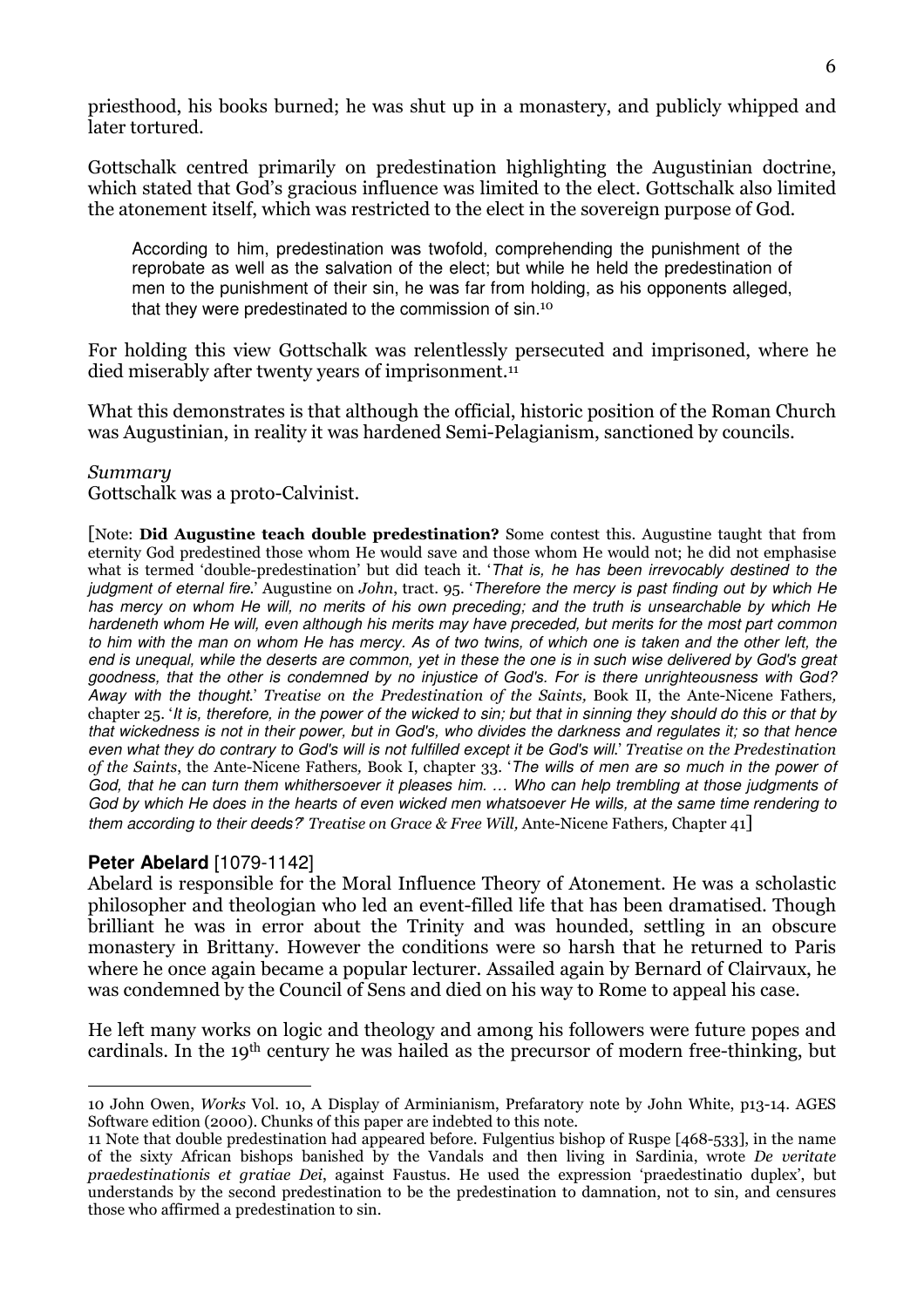priesthood, his books burned; he was shut up in a monastery, and publicly whipped and later tortured.

Gottschalk centred primarily on predestination highlighting the Augustinian doctrine, which stated that God's gracious influence was limited to the elect. Gottschalk also limited the atonement itself, which was restricted to the elect in the sovereign purpose of God.

> According to him, predestination was twofold, comprehending the punishment of the reprobate as well as the salvation of the elect; but while he held the predestination of men to the punishment of their sin, he was far from holding, as his opponents alleged, that they were predestinated to the commission of sin.[10]

For holding this view Gottschalk was relentlessly persecuted and imprisoned, where he died miserably after twenty years of imprisonment.[11]

What this demonstrates is that although the official, historic position of the Roman Church was Augustinian, in reality it was hardened Semi-Pelagianism, sanctioned by councils.

*Summary*
Gottschalk was a proto-Calvinist.

[Note: **Did Augustine teach double predestination?** Some contest this. Augustine taught that from eternity God predestined those whom He would save and those whom He would not; he did not emphasise what is termed 'double-predestination' but did teach it. '*That is, he has been irrevocably destined to the judgment of eternal fire*.' Augustine on *John*, tract. 95. '*Therefore the mercy is past finding out by which He has mercy on whom He will, no merits of his own preceding; and the truth is unsearchable by which He hardeneth whom He will, even although his merits may have preceded, but merits for the most part common to him with the man on whom He has mercy. As of two twins, of which one is taken and the other left, the end is unequal, while the deserts are common, yet in these the one is in such wise delivered by God's great goodness, that the other is condemned by no injustice of God's. For is there unrighteousness with God? Away with the thought*.' *Treatise on the Predestination of the Saints,* Book II, the Ante-Nicene Fathers, chapter 25. '*It is, therefore, in the power of the wicked to sin; but that in sinning they should do this or that by that wickedness is not in their power, but in God's, who divides the darkness and regulates it; so that hence even what they do contrary to God's will is not fulfilled except it be God's will*.' *Treatise on the Predestination of the Saints*, the Ante-Nicene Fathers, Book I, chapter 33. '*The wills of men are so much in the power of God, that he can turn them whithersoever it pleases him. … Who can help trembling at those judgments of God by which He does in the hearts of even wicked men whatsoever He wills, at the same time rendering to them according to their deeds?*' *Treatise on Grace & Free Will,* Ante-Nicene Fathers, Chapter 41]

**Peter Abelard** [1079-1142]
Abelard is responsible for the Moral Influence Theory of Atonement. He was a scholastic philosopher and theologian who led an event-filled life that has been dramatised. Though brilliant he was in error about the Trinity and was hounded, settling in an obscure monastery in Brittany. However the conditions were so harsh that he returned to Paris where he once again became a popular lecturer. Assailed again by Bernard of Clairvaux, he was condemned by the Council of Sens and died on his way to Rome to appeal his case.

He left many works on logic and theology and among his followers were future popes and cardinals. In the 19th century he was hailed as the precursor of modern free-thinking, but

---

10 John Owen, *Works* Vol. 10, A Display of Arminianism, Prefaratory note by John White, p13-14. AGES Software edition (2000). Chunks of this paper are indebted to this note.

11 Note that double predestination had appeared before. Fulgentius bishop of Ruspe [468-533], in the name of the sixty African bishops banished by the Vandals and then living in Sardinia, wrote *De veritate praedestinationis et gratiae Dei*, against Faustus. He used the expression 'praedestinatio duplex', but understands by the second predestination to be the predestination to damnation, not to sin, and censures those who affirmed a predestination to sin.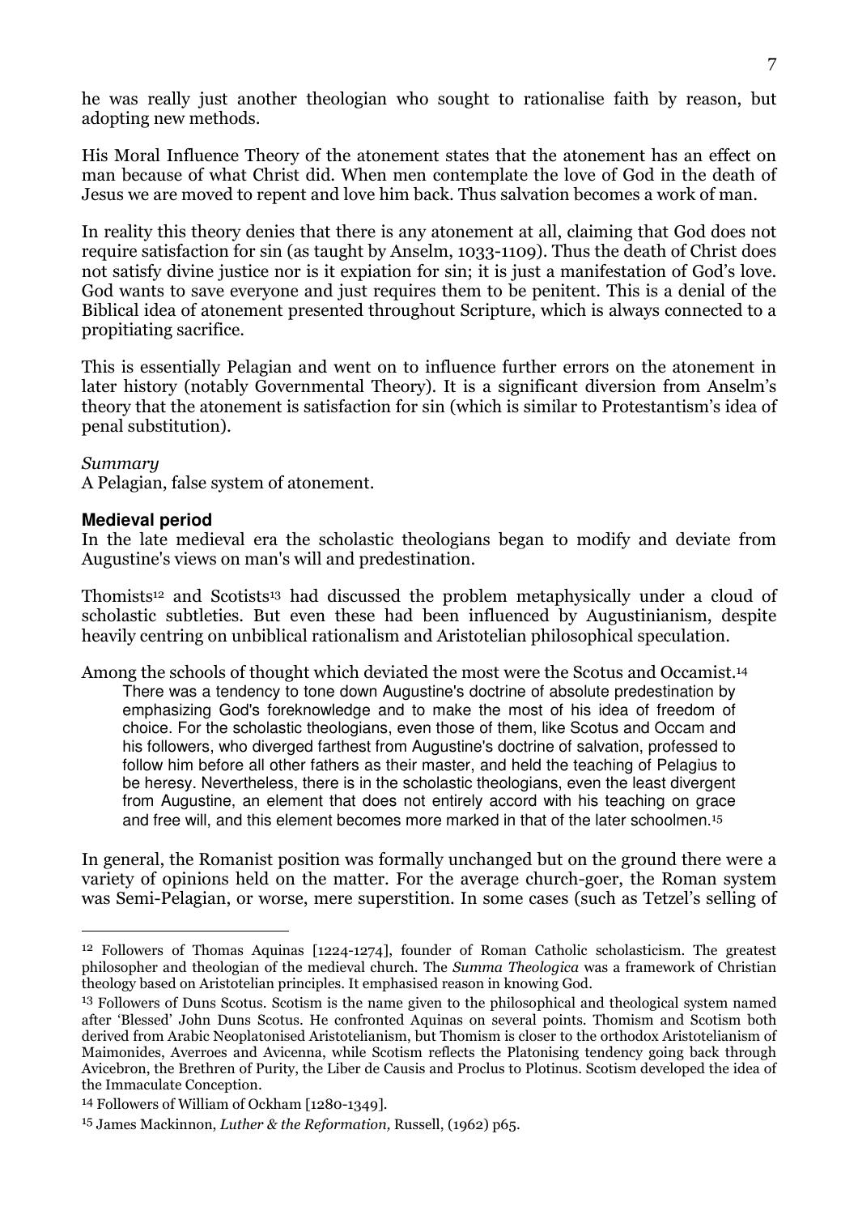he was really just another theologian who sought to rationalise faith by reason, but adopting new methods.

His Moral Influence Theory of the atonement states that the atonement has an effect on man because of what Christ did. When men contemplate the love of God in the death of Jesus we are moved to repent and love him back. Thus salvation becomes a work of man.

In reality this theory denies that there is any atonement at all, claiming that God does not require satisfaction for sin (as taught by Anselm, 1033-1109). Thus the death of Christ does not satisfy divine justice nor is it expiation for sin; it is just a manifestation of God's love. God wants to save everyone and just requires them to be penitent. This is a denial of the Biblical idea of atonement presented throughout Scripture, which is always connected to a propitiating sacrifice.

This is essentially Pelagian and went on to influence further errors on the atonement in later history (notably Governmental Theory). It is a significant diversion from Anselm's theory that the atonement is satisfaction for sin (which is similar to Protestantism's idea of penal substitution).

*Summary*

A Pelagian, false system of atonement.

### Medieval period

In the late medieval era the scholastic theologians began to modify and deviate from Augustine's views on man's will and predestination.

Thomists[12] and Scotists[13] had discussed the problem metaphysically under a cloud of scholastic subtleties. But even these had been influenced by Augustinianism, despite heavily centring on unbiblical rationalism and Aristotelian philosophical speculation.

Among the schools of thought which deviated the most were the Scotus and Occamist.[14]

> There was a tendency to tone down Augustine's doctrine of absolute predestination by emphasizing God's foreknowledge and to make the most of his idea of freedom of choice. For the scholastic theologians, even those of them, like Scotus and Occam and his followers, who diverged farthest from Augustine's doctrine of salvation, professed to follow him before all other fathers as their master, and held the teaching of Pelagius to be heresy. Nevertheless, there is in the scholastic theologians, even the least divergent from Augustine, an element that does not entirely accord with his teaching on grace and free will, and this element becomes more marked in that of the later schoolmen.[15]

In general, the Romanist position was formally unchanged but on the ground there were a variety of opinions held on the matter. For the average church-goer, the Roman system was Semi-Pelagian, or worse, mere superstition. In some cases (such as Tetzel's selling of

---

[12] Followers of Thomas Aquinas [1224-1274], founder of Roman Catholic scholasticism. The greatest philosopher and theologian of the medieval church. The *Summa Theologica* was a framework of Christian theology based on Aristotelian principles. It emphasised reason in knowing God.

[13] Followers of Duns Scotus. Scotism is the name given to the philosophical and theological system named after 'Blessed' John Duns Scotus. He confronted Aquinas on several points. Thomism and Scotism both derived from Arabic Neoplatonised Aristotelianism, but Thomism is closer to the orthodox Aristotelianism of Maimonides, Averroes and Avicenna, while Scotism reflects the Platonising tendency going back through Avicebron, the Brethren of Purity, the Liber de Causis and Proclus to Plotinus. Scotism developed the idea of the Immaculate Conception.

[14] Followers of William of Ockham [1280-1349].

[15] James Mackinnon, *Luther & the Reformation,* Russell, (1962) p65.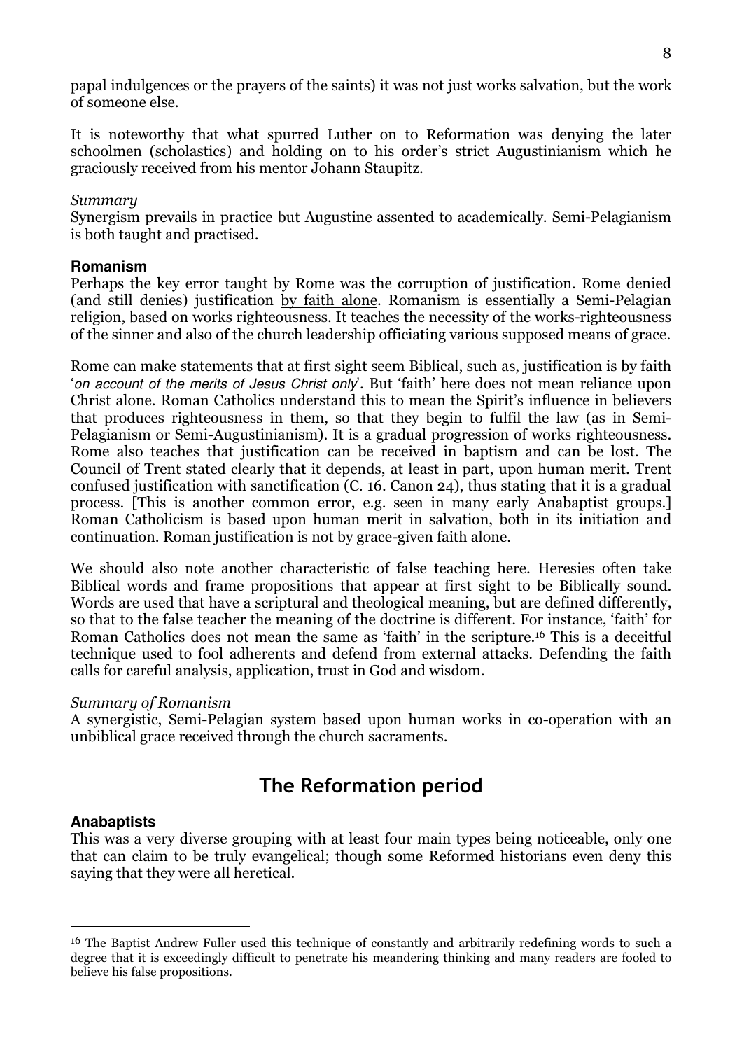papal indulgences or the prayers of the saints) it was not just works salvation, but the work of someone else.

It is noteworthy that what spurred Luther on to Reformation was denying the later schoolmen (scholastics) and holding on to his order's strict Augustinianism which he graciously received from his mentor Johann Staupitz.

*Summary*

Synergism prevails in practice but Augustine assented to academically. Semi-Pelagianism is both taught and practised.

**Romanism**

Perhaps the key error taught by Rome was the corruption of justification. Rome denied (and still denies) justification <u>by faith alone</u>. Romanism is essentially a Semi-Pelagian religion, based on works righteousness. It teaches the necessity of the works-righteousness of the sinner and also of the church leadership officiating various supposed means of grace.

Rome can make statements that at first sight seem Biblical, such as, justification is by faith '*on account of the merits of Jesus Christ only*'. But 'faith' here does not mean reliance upon Christ alone. Roman Catholics understand this to mean the Spirit's influence in believers that produces righteousness in them, so that they begin to fulfil the law (as in Semi-Pelagianism or Semi-Augustinianism). It is a gradual progression of works righteousness. Rome also teaches that justification can be received in baptism and can be lost. The Council of Trent stated clearly that it depends, at least in part, upon human merit. Trent confused justification with sanctification (C. 16. Canon 24), thus stating that it is a gradual process. [This is another common error, e.g. seen in many early Anabaptist groups.] Roman Catholicism is based upon human merit in salvation, both in its initiation and continuation. Roman justification is not by grace-given faith alone.

We should also note another characteristic of false teaching here. Heresies often take Biblical words and frame propositions that appear at first sight to be Biblically sound. Words are used that have a scriptural and theological meaning, but are defined differently, so that to the false teacher the meaning of the doctrine is different. For instance, 'faith' for Roman Catholics does not mean the same as 'faith' in the scripture.[16] This is a deceitful technique used to fool adherents and defend from external attacks. Defending the faith calls for careful analysis, application, trust in God and wisdom.

*Summary of Romanism*

A synergistic, Semi-Pelagian system based upon human works in co-operation with an unbiblical grace received through the church sacraments.

## The Reformation period

**Anabaptists**

This was a very diverse grouping with at least four main types being noticeable, only one that can claim to be truly evangelical; though some Reformed historians even deny this saying that they were all heretical.

---

[16] The Baptist Andrew Fuller used this technique of constantly and arbitrarily redefining words to such a degree that it is exceedingly difficult to penetrate his meandering thinking and many readers are fooled to believe his false propositions.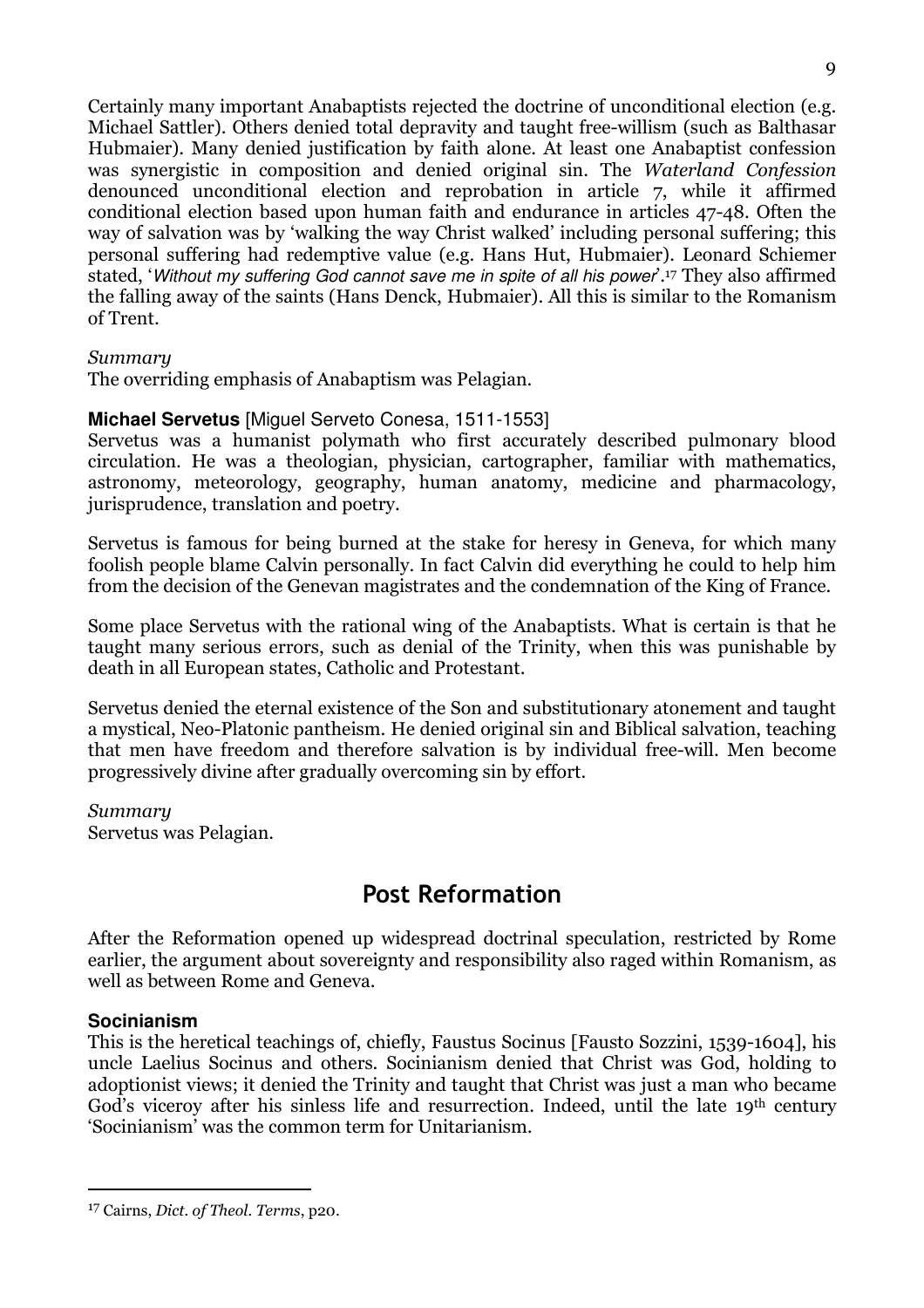Certainly many important Anabaptists rejected the doctrine of unconditional election (e.g. Michael Sattler). Others denied total depravity and taught free-willism (such as Balthasar Hubmaier). Many denied justification by faith alone. At least one Anabaptist confession was synergistic in composition and denied original sin. The *Waterland Confession* denounced unconditional election and reprobation in article 7, while it affirmed conditional election based upon human faith and endurance in articles 47-48. Often the way of salvation was by 'walking the way Christ walked' including personal suffering; this personal suffering had redemptive value (e.g. Hans Hut, Hubmaier). Leonard Schiemer stated, '*Without my suffering God cannot save me in spite of all his power*'.[17] They also affirmed the falling away of the saints (Hans Denck, Hubmaier). All this is similar to the Romanism of Trent.

*Summary*
The overriding emphasis of Anabaptism was Pelagian.

**Michael Servetus** [Miguel Serveto Conesa, 1511-1553]
Servetus was a humanist polymath who first accurately described pulmonary blood circulation. He was a theologian, physician, cartographer, familiar with mathematics, astronomy, meteorology, geography, human anatomy, medicine and pharmacology, jurisprudence, translation and poetry.

Servetus is famous for being burned at the stake for heresy in Geneva, for which many foolish people blame Calvin personally. In fact Calvin did everything he could to help him from the decision of the Genevan magistrates and the condemnation of the King of France.

Some place Servetus with the rational wing of the Anabaptists. What is certain is that he taught many serious errors, such as denial of the Trinity, when this was punishable by death in all European states, Catholic and Protestant.

Servetus denied the eternal existence of the Son and substitutionary atonement and taught a mystical, Neo-Platonic pantheism. He denied original sin and Biblical salvation, teaching that men have freedom and therefore salvation is by individual free-will. Men become progressively divine after gradually overcoming sin by effort.

*Summary*
Servetus was Pelagian.

## Post Reformation

After the Reformation opened up widespread doctrinal speculation, restricted by Rome earlier, the argument about sovereignty and responsibility also raged within Romanism, as well as between Rome and Geneva.

**Socinianism**
This is the heretical teachings of, chiefly, Faustus Socinus [Fausto Sozzini, 1539-1604], his uncle Laelius Socinus and others. Socinianism denied that Christ was God, holding to adoptionist views; it denied the Trinity and taught that Christ was just a man who became God's viceroy after his sinless life and resurrection. Indeed, until the late 19th century 'Socinianism' was the common term for Unitarianism.

---

[17] Cairns, *Dict. of Theol. Terms*, p20.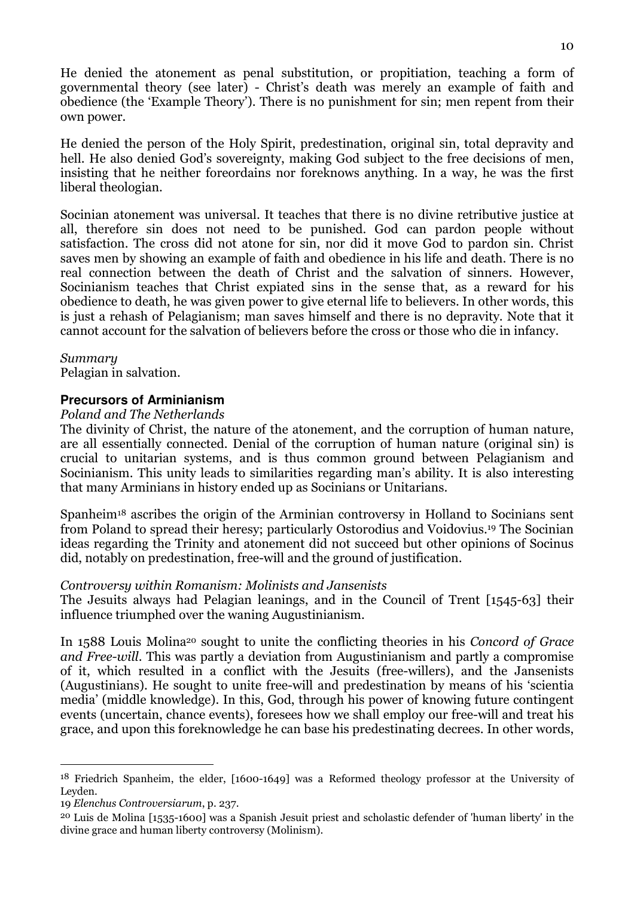He denied the atonement as penal substitution, or propitiation, teaching a form of governmental theory (see later) - Christ's death was merely an example of faith and obedience (the 'Example Theory'). There is no punishment for sin; men repent from their own power.

He denied the person of the Holy Spirit, predestination, original sin, total depravity and hell. He also denied God's sovereignty, making God subject to the free decisions of men, insisting that he neither foreordains nor foreknows anything. In a way, he was the first liberal theologian.

Socinian atonement was universal. It teaches that there is no divine retributive justice at all, therefore sin does not need to be punished. God can pardon people without satisfaction. The cross did not atone for sin, nor did it move God to pardon sin. Christ saves men by showing an example of faith and obedience in his life and death. There is no real connection between the death of Christ and the salvation of sinners. However, Socinianism teaches that Christ expiated sins in the sense that, as a reward for his obedience to death, he was given power to give eternal life to believers. In other words, this is just a rehash of Pelagianism; man saves himself and there is no depravity. Note that it cannot account for the salvation of believers before the cross or those who die in infancy.

*Summary*
Pelagian in salvation.

### Precursors of Arminianism

*Poland and The Netherlands*

The divinity of Christ, the nature of the atonement, and the corruption of human nature, are all essentially connected. Denial of the corruption of human nature (original sin) is crucial to unitarian systems, and is thus common ground between Pelagianism and Socinianism. This unity leads to similarities regarding man's ability. It is also interesting that many Arminians in history ended up as Socinians or Unitarians.

Spanheim[18] ascribes the origin of the Arminian controversy in Holland to Socinians sent from Poland to spread their heresy; particularly Ostorodius and Voidovius.[19] The Socinian ideas regarding the Trinity and atonement did not succeed but other opinions of Socinus did, notably on predestination, free-will and the ground of justification.

*Controversy within Romanism: Molinists and Jansenists*

The Jesuits always had Pelagian leanings, and in the Council of Trent [1545-63] their influence triumphed over the waning Augustinianism.

In 1588 Louis Molina[20] sought to unite the conflicting theories in his *Concord of Grace and Free-will*. This was partly a deviation from Augustinianism and partly a compromise of it, which resulted in a conflict with the Jesuits (free-willers), and the Jansenists (Augustinians). He sought to unite free-will and predestination by means of his 'scientia media' (middle knowledge). In this, God, through his power of knowing future contingent events (uncertain, chance events), foresees how we shall employ our free-will and treat his grace, and upon this foreknowledge he can base his predestinating decrees. In other words,

---

[18] Friedrich Spanheim, the elder, [1600-1649] was a Reformed theology professor at the University of Leyden.

[19] *Elenchus Controversiarum*, p. 237.

[20] Luis de Molina [1535-1600] was a Spanish Jesuit priest and scholastic defender of 'human liberty' in the divine grace and human liberty controversy (Molinism).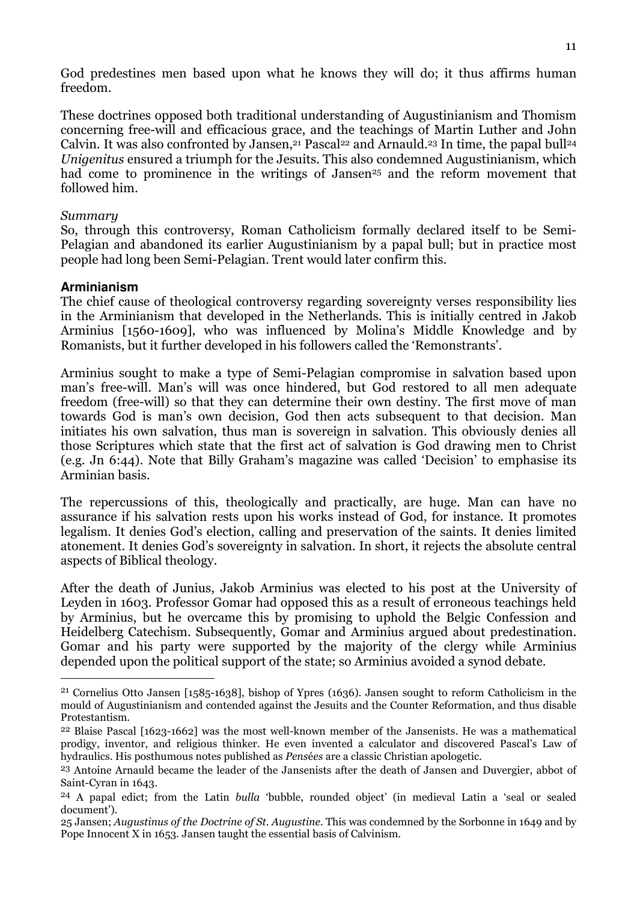God predestines men based upon what he knows they will do; it thus affirms human freedom.

These doctrines opposed both traditional understanding of Augustinianism and Thomism concerning free-will and efficacious grace, and the teachings of Martin Luther and John Calvin. It was also confronted by Jansen,[21] Pascal[22] and Arnauld.[23] In time, the papal bull[24] *Unigenitus* ensured a triumph for the Jesuits. This also condemned Augustinianism, which had come to prominence in the writings of Jansen[25] and the reform movement that followed him.

*Summary*

So, through this controversy, Roman Catholicism formally declared itself to be Semi-Pelagian and abandoned its earlier Augustinianism by a papal bull; but in practice most people had long been Semi-Pelagian. Trent would later confirm this.

### Arminianism

The chief cause of theological controversy regarding sovereignty verses responsibility lies in the Arminianism that developed in the Netherlands. This is initially centred in Jakob Arminius [1560-1609], who was influenced by Molina's Middle Knowledge and by Romanists, but it further developed in his followers called the 'Remonstrants'.

Arminius sought to make a type of Semi-Pelagian compromise in salvation based upon man's free-will. Man's will was once hindered, but God restored to all men adequate freedom (free-will) so that they can determine their own destiny. The first move of man towards God is man's own decision, God then acts subsequent to that decision. Man initiates his own salvation, thus man is sovereign in salvation. This obviously denies all those Scriptures which state that the first act of salvation is God drawing men to Christ (e.g. Jn 6:44). Note that Billy Graham's magazine was called 'Decision' to emphasise its Arminian basis.

The repercussions of this, theologically and practically, are huge. Man can have no assurance if his salvation rests upon his works instead of God, for instance. It promotes legalism. It denies God's election, calling and preservation of the saints. It denies limited atonement. It denies God's sovereignty in salvation. In short, it rejects the absolute central aspects of Biblical theology.

After the death of Junius, Jakob Arminius was elected to his post at the University of Leyden in 1603. Professor Gomar had opposed this as a result of erroneous teachings held by Arminius, but he overcame this by promising to uphold the Belgic Confession and Heidelberg Catechism. Subsequently, Gomar and Arminius argued about predestination. Gomar and his party were supported by the majority of the clergy while Arminius depended upon the political support of the state; so Arminius avoided a synod debate.

---

[21] Cornelius Otto Jansen [1585-1638], bishop of Ypres (1636). Jansen sought to reform Catholicism in the mould of Augustinianism and contended against the Jesuits and the Counter Reformation, and thus disable Protestantism.

[22] Blaise Pascal [1623-1662] was the most well-known member of the Jansenists. He was a mathematical prodigy, inventor, and religious thinker. He even invented a calculator and discovered Pascal's Law of hydraulics. His posthumous notes published as *Pensées* are a classic Christian apologetic.

[23] Antoine Arnauld became the leader of the Jansenists after the death of Jansen and Duvergier, abbot of Saint-Cyran in 1643.

[24] A papal edict; from the Latin *bulla* 'bubble, rounded object' (in medieval Latin a 'seal or sealed document').

[25] Jansen; *Augustinus of the Doctrine of St. Augustine*. This was condemned by the Sorbonne in 1649 and by Pope Innocent X in 1653. Jansen taught the essential basis of Calvinism.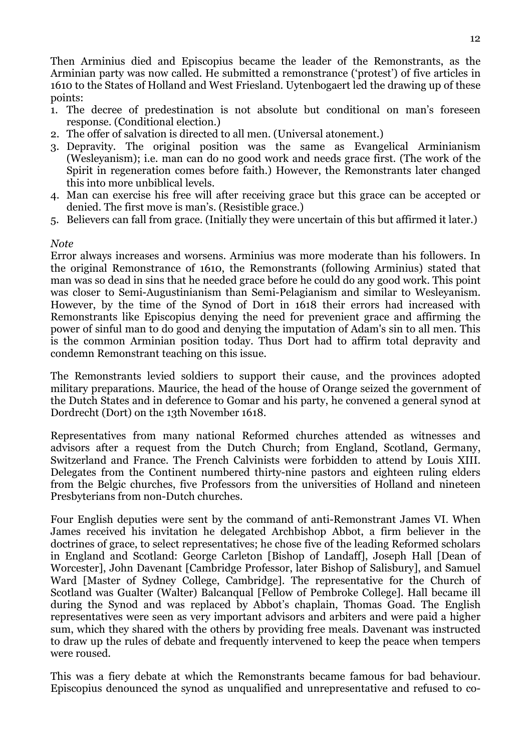Then Arminius died and Episcopius became the leader of the Remonstrants, as the Arminian party was now called. He submitted a remonstrance ('protest') of five articles in 1610 to the States of Holland and West Friesland. Uytenbogaert led the drawing up of these points:

1. The decree of predestination is not absolute but conditional on man's foreseen response. (Conditional election.)
2. The offer of salvation is directed to all men. (Universal atonement.)
3. Depravity. The original position was the same as Evangelical Arminianism (Wesleyanism); i.e. man can do no good work and needs grace first. (The work of the Spirit in regeneration comes before faith.) However, the Remonstrants later changed this into more unbiblical levels.
4. Man can exercise his free will after receiving grace but this grace can be accepted or denied. The first move is man's. (Resistible grace.)
5. Believers can fall from grace. (Initially they were uncertain of this but affirmed it later.)

*Note*

Error always increases and worsens. Arminius was more moderate than his followers. In the original Remonstrance of 1610, the Remonstrants (following Arminius) stated that man was so dead in sins that he needed grace before he could do any good work. This point was closer to Semi-Augustinianism than Semi-Pelagianism and similar to Wesleyanism. However, by the time of the Synod of Dort in 1618 their errors had increased with Remonstrants like Episcopius denying the need for prevenient grace and affirming the power of sinful man to do good and denying the imputation of Adam's sin to all men. This is the common Arminian position today. Thus Dort had to affirm total depravity and condemn Remonstrant teaching on this issue.

The Remonstrants levied soldiers to support their cause, and the provinces adopted military preparations. Maurice, the head of the house of Orange seized the government of the Dutch States and in deference to Gomar and his party, he convened a general synod at Dordrecht (Dort) on the 13th November 1618.

Representatives from many national Reformed churches attended as witnesses and advisors after a request from the Dutch Church; from England, Scotland, Germany, Switzerland and France. The French Calvinists were forbidden to attend by Louis XIII. Delegates from the Continent numbered thirty-nine pastors and eighteen ruling elders from the Belgic churches, five Professors from the universities of Holland and nineteen Presbyterians from non-Dutch churches.

Four English deputies were sent by the command of anti-Remonstrant James VI. When James received his invitation he delegated Archbishop Abbot, a firm believer in the doctrines of grace, to select representatives; he chose five of the leading Reformed scholars in England and Scotland: George Carleton [Bishop of Landaff], Joseph Hall [Dean of Worcester], John Davenant [Cambridge Professor, later Bishop of Salisbury], and Samuel Ward [Master of Sydney College, Cambridge]. The representative for the Church of Scotland was Gualter (Walter) Balcanqual [Fellow of Pembroke College]. Hall became ill during the Synod and was replaced by Abbot's chaplain, Thomas Goad. The English representatives were seen as very important advisors and arbiters and were paid a higher sum, which they shared with the others by providing free meals. Davenant was instructed to draw up the rules of debate and frequently intervened to keep the peace when tempers were roused.

This was a fiery debate at which the Remonstrants became famous for bad behaviour. Episcopius denounced the synod as unqualified and unrepresentative and refused to co-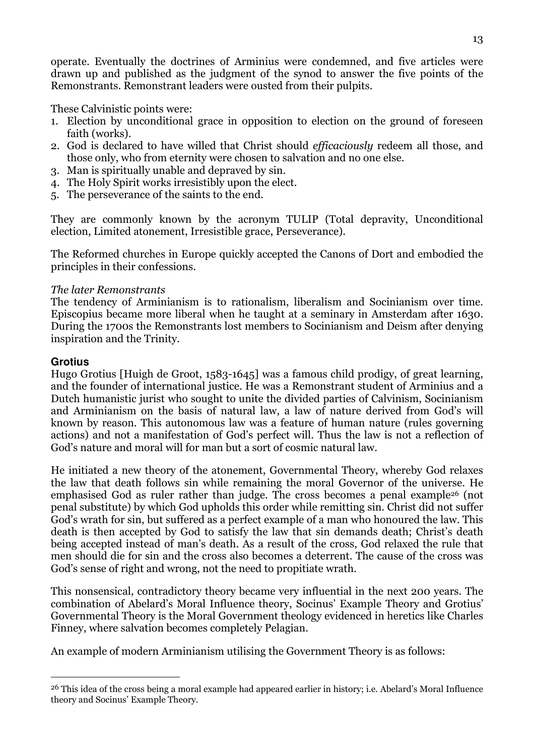operate. Eventually the doctrines of Arminius were condemned, and five articles were drawn up and published as the judgment of the synod to answer the five points of the Remonstrants. Remonstrant leaders were ousted from their pulpits.

These Calvinistic points were:

1. Election by unconditional grace in opposition to election on the ground of foreseen faith (works).
2. God is declared to have willed that Christ should *efficaciously* redeem all those, and those only, who from eternity were chosen to salvation and no one else.
3. Man is spiritually unable and depraved by sin.
4. The Holy Spirit works irresistibly upon the elect.
5. The perseverance of the saints to the end.

They are commonly known by the acronym TULIP (Total depravity, Unconditional election, Limited atonement, Irresistible grace, Perseverance).

The Reformed churches in Europe quickly accepted the Canons of Dort and embodied the principles in their confessions.

*The later Remonstrants*

The tendency of Arminianism is to rationalism, liberalism and Socinianism over time. Episcopius became more liberal when he taught at a seminary in Amsterdam after 1630. During the 1700s the Remonstrants lost members to Socinianism and Deism after denying inspiration and the Trinity.

## Grotius

Hugo Grotius [Huigh de Groot, 1583-1645] was a famous child prodigy, of great learning, and the founder of international justice. He was a Remonstrant student of Arminius and a Dutch humanistic jurist who sought to unite the divided parties of Calvinism, Socinianism and Arminianism on the basis of natural law, a law of nature derived from God's will known by reason. This autonomous law was a feature of human nature (rules governing actions) and not a manifestation of God's perfect will. Thus the law is not a reflection of God's nature and moral will for man but a sort of cosmic natural law.

He initiated a new theory of the atonement, Governmental Theory, whereby God relaxes the law that death follows sin while remaining the moral Governor of the universe. He emphasised God as ruler rather than judge. The cross becomes a penal example[26] (not penal substitute) by which God upholds this order while remitting sin. Christ did not suffer God's wrath for sin, but suffered as a perfect example of a man who honoured the law. This death is then accepted by God to satisfy the law that sin demands death; Christ's death being accepted instead of man's death. As a result of the cross, God relaxed the rule that men should die for sin and the cross also becomes a deterrent. The cause of the cross was God's sense of right and wrong, not the need to propitiate wrath.

This nonsensical, contradictory theory became very influential in the next 200 years. The combination of Abelard's Moral Influence theory, Socinus' Example Theory and Grotius' Governmental Theory is the Moral Government theology evidenced in heretics like Charles Finney, where salvation becomes completely Pelagian.

An example of modern Arminianism utilising the Government Theory is as follows:

---

[26] This idea of the cross being a moral example had appeared earlier in history; i.e. Abelard's Moral Influence theory and Socinus' Example Theory.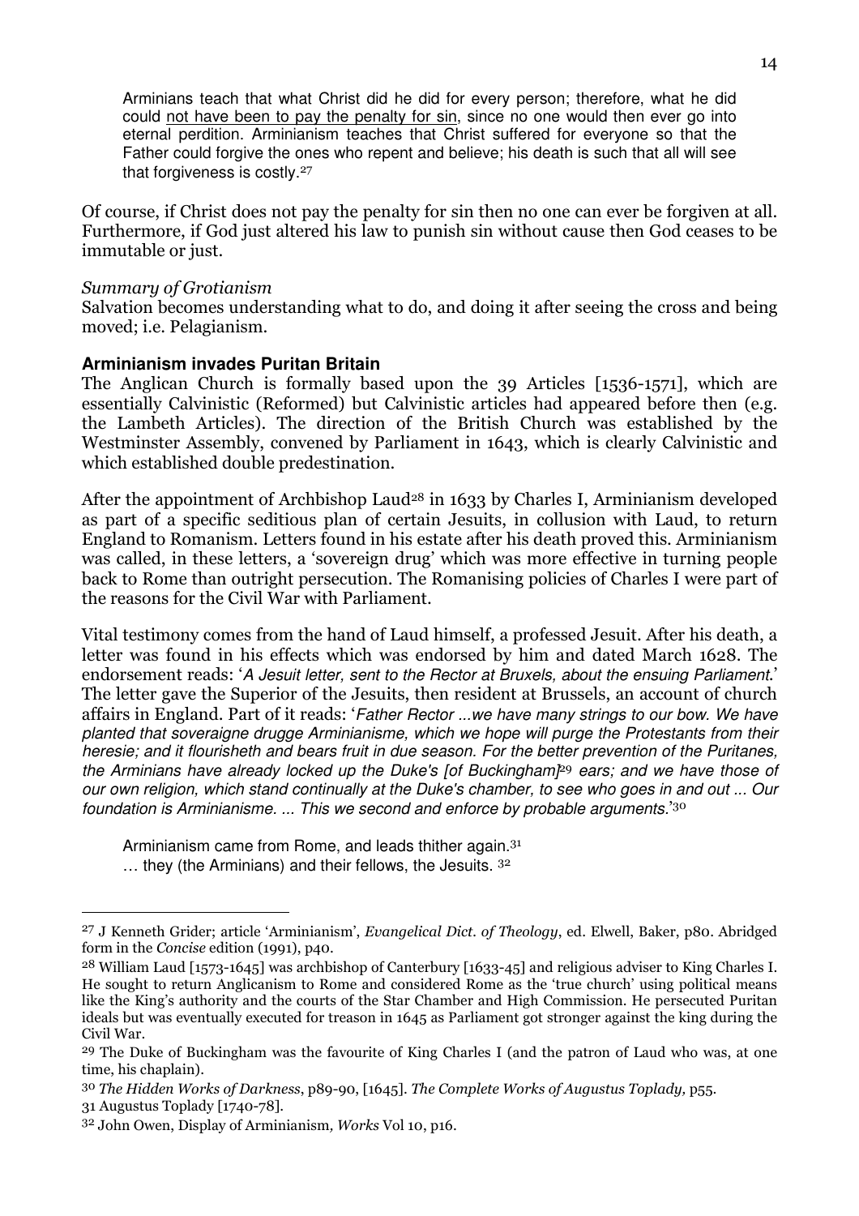> Arminians teach that what Christ did he did for every person; therefore, what he did could <u>not have been to pay the penalty for sin</u>, since no one would then ever go into eternal perdition. Arminianism teaches that Christ suffered for everyone so that the Father could forgive the ones who repent and believe; his death is such that all will see that forgiveness is costly.[27]

Of course, if Christ does not pay the penalty for sin then no one can ever be forgiven at all. Furthermore, if God just altered his law to punish sin without cause then God ceases to be immutable or just.

*Summary of Grotianism*

Salvation becomes understanding what to do, and doing it after seeing the cross and being moved; i.e. Pelagianism.

**Arminianism invades Puritan Britain**

The Anglican Church is formally based upon the 39 Articles [1536-1571], which are essentially Calvinistic (Reformed) but Calvinistic articles had appeared before then (e.g. the Lambeth Articles). The direction of the British Church was established by the Westminster Assembly, convened by Parliament in 1643, which is clearly Calvinistic and which established double predestination.

After the appointment of Archbishop Laud[28] in 1633 by Charles I, Arminianism developed as part of a specific seditious plan of certain Jesuits, in collusion with Laud, to return England to Romanism. Letters found in his estate after his death proved this. Arminianism was called, in these letters, a 'sovereign drug' which was more effective in turning people back to Rome than outright persecution. The Romanising policies of Charles I were part of the reasons for the Civil War with Parliament.

Vital testimony comes from the hand of Laud himself, a professed Jesuit. After his death, a letter was found in his effects which was endorsed by him and dated March 1628. The endorsement reads: '*A Jesuit letter, sent to the Rector at Bruxels, about the ensuing Parliament.*' The letter gave the Superior of the Jesuits, then resident at Brussels, an account of church affairs in England. Part of it reads: '*Father Rector ...we have many strings to our bow. We have planted that soveraigne drugge Arminianisme, which we hope will purge the Protestants from their heresie; and it flourisheth and bears fruit in due season. For the better prevention of the Puritanes, the Arminians have already locked up the Duke's [of Buckingham]*[29] *ears; and we have those of our own religion, which stand continually at the Duke's chamber, to see who goes in and out ... Our foundation is Arminianisme. ... This we second and enforce by probable arguments.*'[30]

> Arminianism came from Rome, and leads thither again.[31]
> … they (the Arminians) and their fellows, the Jesuits. [32]

---

[27] J Kenneth Grider; article 'Arminianism', *Evangelical Dict. of Theology*, ed. Elwell, Baker, p80. Abridged form in the *Concise* edition (1991), p40.

[28] William Laud [1573-1645] was archbishop of Canterbury [1633-45] and religious adviser to King Charles I. He sought to return Anglicanism to Rome and considered Rome as the 'true church' using political means like the King's authority and the courts of the Star Chamber and High Commission. He persecuted Puritan ideals but was eventually executed for treason in 1645 as Parliament got stronger against the king during the Civil War.

[29] The Duke of Buckingham was the favourite of King Charles I (and the patron of Laud who was, at one time, his chaplain).

[30] *The Hidden Works of Darkness*, p89-90, [1645]. *The Complete Works of Augustus Toplady,* p55.

[31] Augustus Toplady [1740-78].

[32] John Owen, Display of Arminianism*, Works* Vol 10, p16.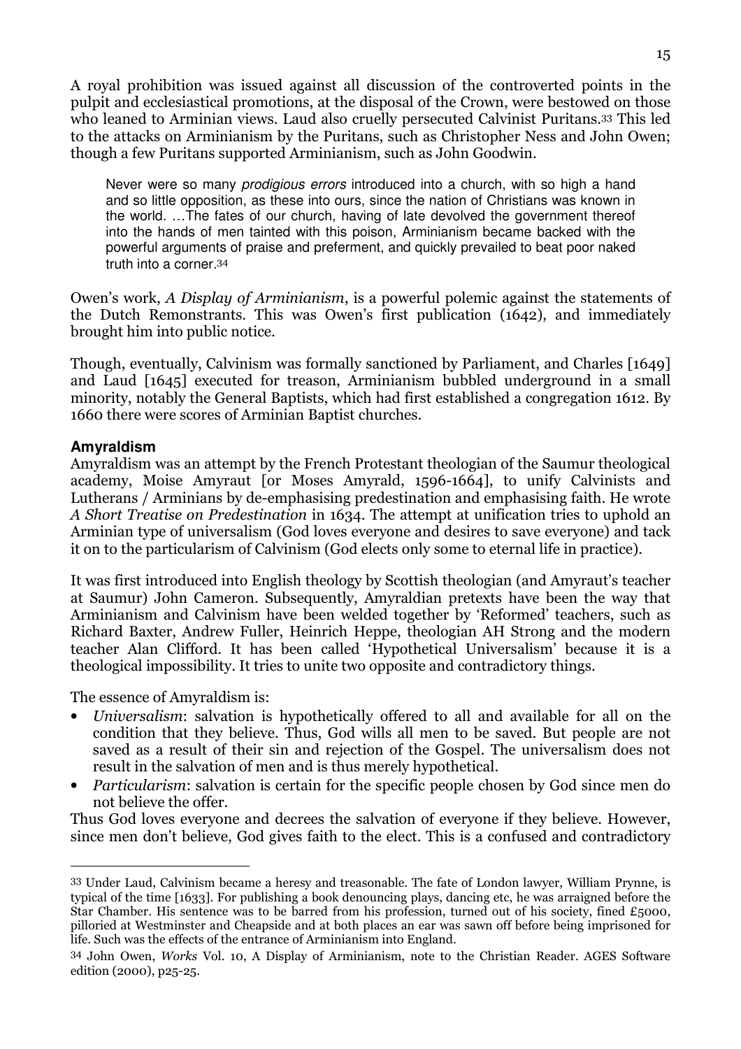A royal prohibition was issued against all discussion of the controverted points in the pulpit and ecclesiastical promotions, at the disposal of the Crown, were bestowed on those who leaned to Arminian views. Laud also cruelly persecuted Calvinist Puritans.[33] This led to the attacks on Arminianism by the Puritans, such as Christopher Ness and John Owen; though a few Puritans supported Arminianism, such as John Goodwin.

> Never were so many *prodigious errors* introduced into a church, with so high a hand and so little opposition, as these into ours, since the nation of Christians was known in the world. …The fates of our church, having of late devolved the government thereof into the hands of men tainted with this poison, Arminianism became backed with the powerful arguments of praise and preferment, and quickly prevailed to beat poor naked truth into a corner.[34]

Owen's work, *A Display of Arminianism*, is a powerful polemic against the statements of the Dutch Remonstrants. This was Owen's first publication (1642), and immediately brought him into public notice.

Though, eventually, Calvinism was formally sanctioned by Parliament, and Charles [1649] and Laud [1645] executed for treason, Arminianism bubbled underground in a small minority, notably the General Baptists, which had first established a congregation 1612. By 1660 there were scores of Arminian Baptist churches.

### Amyraldism

Amyraldism was an attempt by the French Protestant theologian of the Saumur theological academy, Moise Amyraut [or Moses Amyrald, 1596-1664], to unify Calvinists and Lutherans / Arminians by de-emphasising predestination and emphasising faith. He wrote *A Short Treatise on Predestination* in 1634. The attempt at unification tries to uphold an Arminian type of universalism (God loves everyone and desires to save everyone) and tack it on to the particularism of Calvinism (God elects only some to eternal life in practice).

It was first introduced into English theology by Scottish theologian (and Amyraut's teacher at Saumur) John Cameron. Subsequently, Amyraldian pretexts have been the way that Arminianism and Calvinism have been welded together by 'Reformed' teachers, such as Richard Baxter, Andrew Fuller, Heinrich Heppe, theologian AH Strong and the modern teacher Alan Clifford. It has been called 'Hypothetical Universalism' because it is a theological impossibility. It tries to unite two opposite and contradictory things.

The essence of Amyraldism is:

- *Universalism*: salvation is hypothetically offered to all and available for all on the condition that they believe. Thus, God wills all men to be saved. But people are not saved as a result of their sin and rejection of the Gospel. The universalism does not result in the salvation of men and is thus merely hypothetical.
- *Particularism*: salvation is certain for the specific people chosen by God since men do not believe the offer.

Thus God loves everyone and decrees the salvation of everyone if they believe. However, since men don't believe, God gives faith to the elect. This is a confused and contradictory

---

[33] Under Laud, Calvinism became a heresy and treasonable. The fate of London lawyer, William Prynne, is typical of the time [1633]. For publishing a book denouncing plays, dancing etc, he was arraigned before the Star Chamber. His sentence was to be barred from his profession, turned out of his society, fined £5000, pilloried at Westminster and Cheapside and at both places an ear was sawn off before being imprisoned for life. Such was the effects of the entrance of Arminianism into England.

[34] John Owen, *Works* Vol. 10, A Display of Arminianism, note to the Christian Reader. AGES Software edition (2000), p25-25.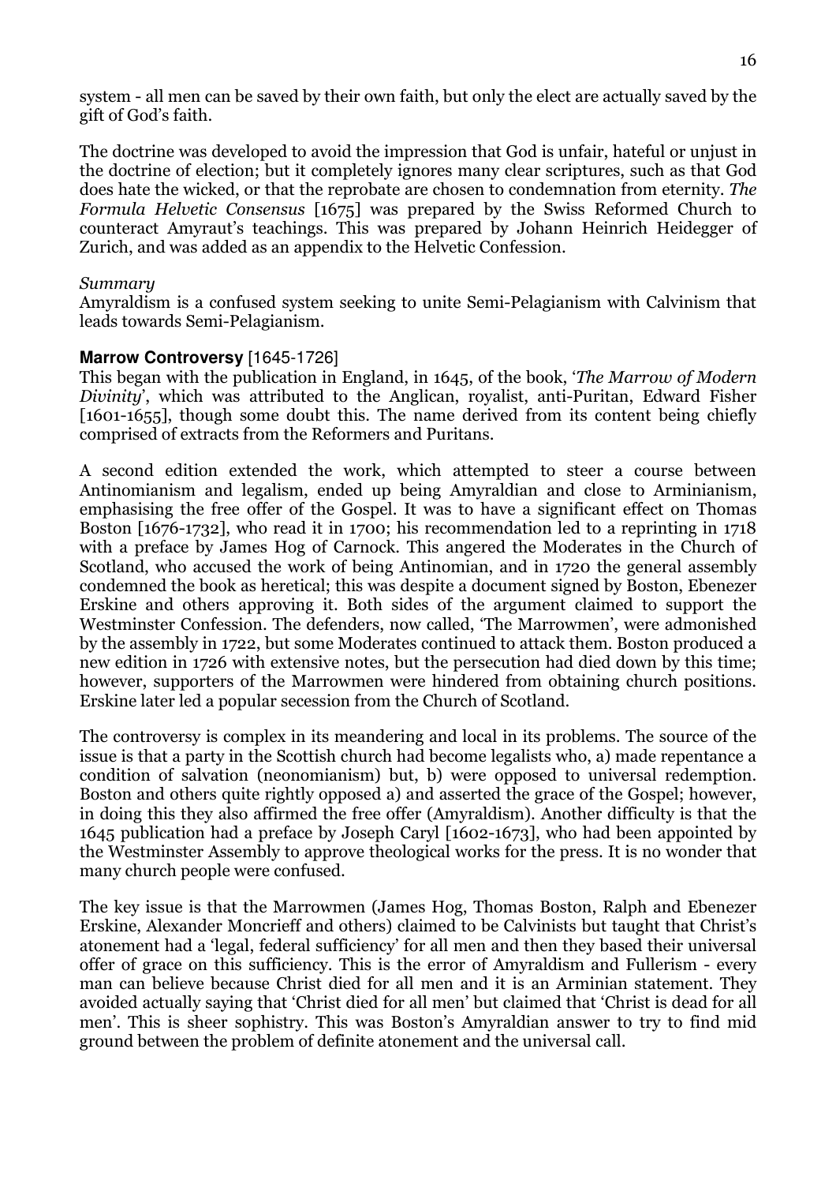system - all men can be saved by their own faith, but only the elect are actually saved by the gift of God's faith.

The doctrine was developed to avoid the impression that God is unfair, hateful or unjust in the doctrine of election; but it completely ignores many clear scriptures, such as that God does hate the wicked, or that the reprobate are chosen to condemnation from eternity. *The Formula Helvetic Consensus* [1675] was prepared by the Swiss Reformed Church to counteract Amyraut's teachings. This was prepared by Johann Heinrich Heidegger of Zurich, and was added as an appendix to the Helvetic Confession.

*Summary*

Amyraldism is a confused system seeking to unite Semi-Pelagianism with Calvinism that leads towards Semi-Pelagianism.

**Marrow Controversy** [1645-1726]

This began with the publication in England, in 1645, of the book, '*The Marrow of Modern Divinity*', which was attributed to the Anglican, royalist, anti-Puritan, Edward Fisher [1601-1655], though some doubt this. The name derived from its content being chiefly comprised of extracts from the Reformers and Puritans.

A second edition extended the work, which attempted to steer a course between Antinomianism and legalism, ended up being Amyraldian and close to Arminianism, emphasising the free offer of the Gospel. It was to have a significant effect on Thomas Boston [1676-1732], who read it in 1700; his recommendation led to a reprinting in 1718 with a preface by James Hog of Carnock. This angered the Moderates in the Church of Scotland, who accused the work of being Antinomian, and in 1720 the general assembly condemned the book as heretical; this was despite a document signed by Boston, Ebenezer Erskine and others approving it. Both sides of the argument claimed to support the Westminster Confession. The defenders, now called, 'The Marrowmen', were admonished by the assembly in 1722, but some Moderates continued to attack them. Boston produced a new edition in 1726 with extensive notes, but the persecution had died down by this time; however, supporters of the Marrowmen were hindered from obtaining church positions. Erskine later led a popular secession from the Church of Scotland.

The controversy is complex in its meandering and local in its problems. The source of the issue is that a party in the Scottish church had become legalists who, a) made repentance a condition of salvation (neonomianism) but, b) were opposed to universal redemption. Boston and others quite rightly opposed a) and asserted the grace of the Gospel; however, in doing this they also affirmed the free offer (Amyraldism). Another difficulty is that the 1645 publication had a preface by Joseph Caryl [1602-1673], who had been appointed by the Westminster Assembly to approve theological works for the press. It is no wonder that many church people were confused.

The key issue is that the Marrowmen (James Hog, Thomas Boston, Ralph and Ebenezer Erskine, Alexander Moncrieff and others) claimed to be Calvinists but taught that Christ's atonement had a 'legal, federal sufficiency' for all men and then they based their universal offer of grace on this sufficiency. This is the error of Amyraldism and Fullerism - every man can believe because Christ died for all men and it is an Arminian statement. They avoided actually saying that 'Christ died for all men' but claimed that 'Christ is dead for all men'. This is sheer sophistry. This was Boston's Amyraldian answer to try to find mid ground between the problem of definite atonement and the universal call.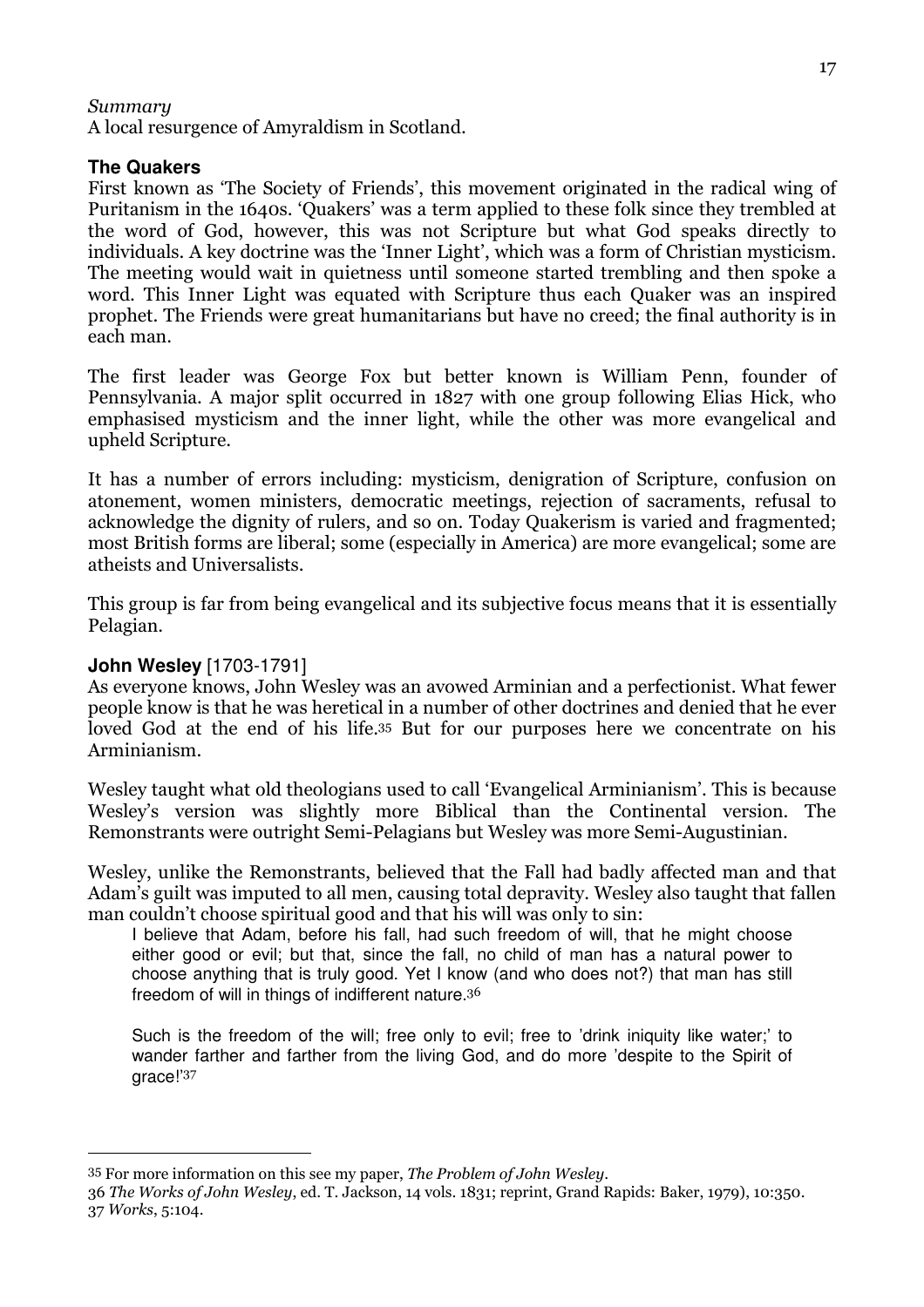*Summary*

A local resurgence of Amyraldism in Scotland.

### The Quakers

First known as 'The Society of Friends', this movement originated in the radical wing of Puritanism in the 1640s. 'Quakers' was a term applied to these folk since they trembled at the word of God, however, this was not Scripture but what God speaks directly to individuals. A key doctrine was the 'Inner Light', which was a form of Christian mysticism. The meeting would wait in quietness until someone started trembling and then spoke a word. This Inner Light was equated with Scripture thus each Quaker was an inspired prophet. The Friends were great humanitarians but have no creed; the final authority is in each man.

The first leader was George Fox but better known is William Penn, founder of Pennsylvania. A major split occurred in 1827 with one group following Elias Hick, who emphasised mysticism and the inner light, while the other was more evangelical and upheld Scripture.

It has a number of errors including: mysticism, denigration of Scripture, confusion on atonement, women ministers, democratic meetings, rejection of sacraments, refusal to acknowledge the dignity of rulers, and so on. Today Quakerism is varied and fragmented; most British forms are liberal; some (especially in America) are more evangelical; some are atheists and Universalists.

This group is far from being evangelical and its subjective focus means that it is essentially Pelagian.

### John Wesley [1703-1791]

As everyone knows, John Wesley was an avowed Arminian and a perfectionist. What fewer people know is that he was heretical in a number of other doctrines and denied that he ever loved God at the end of his life.[35] But for our purposes here we concentrate on his Arminianism.

Wesley taught what old theologians used to call 'Evangelical Arminianism'. This is because Wesley's version was slightly more Biblical than the Continental version. The Remonstrants were outright Semi-Pelagians but Wesley was more Semi-Augustinian.

Wesley, unlike the Remonstrants, believed that the Fall had badly affected man and that Adam's guilt was imputed to all men, causing total depravity. Wesley also taught that fallen man couldn't choose spiritual good and that his will was only to sin:

> I believe that Adam, before his fall, had such freedom of will, that he might choose either good or evil; but that, since the fall, no child of man has a natural power to choose anything that is truly good. Yet I know (and who does not?) that man has still freedom of will in things of indifferent nature.[36]
>
> Such is the freedom of the will; free only to evil; free to 'drink iniquity like water;' to wander farther and farther from the living God, and do more 'despite to the Spirit of grace!'[37]

---

35 For more information on this see my paper, *The Problem of John Wesley*.

36 *The Works of John Wesley*, ed. T. Jackson, 14 vols. 1831; reprint, Grand Rapids: Baker, 1979), 10:350.

37 *Works*, 5:104.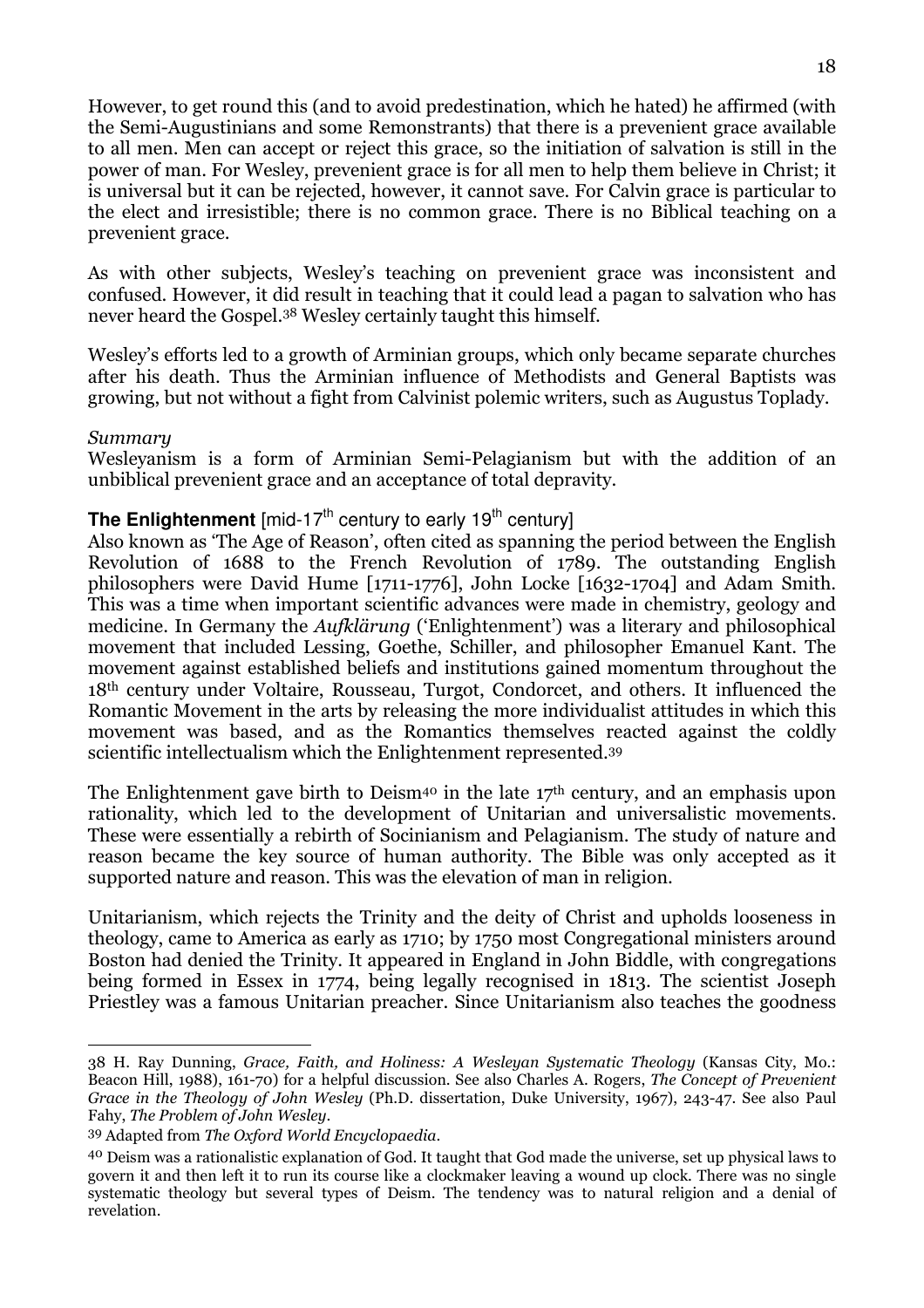However, to get round this (and to avoid predestination, which he hated) he affirmed (with the Semi-Augustinians and some Remonstrants) that there is a prevenient grace available to all men. Men can accept or reject this grace, so the initiation of salvation is still in the power of man. For Wesley, prevenient grace is for all men to help them believe in Christ; it is universal but it can be rejected, however, it cannot save. For Calvin grace is particular to the elect and irresistible; there is no common grace. There is no Biblical teaching on a prevenient grace.

As with other subjects, Wesley's teaching on prevenient grace was inconsistent and confused. However, it did result in teaching that it could lead a pagan to salvation who has never heard the Gospel.[38] Wesley certainly taught this himself.

Wesley's efforts led to a growth of Arminian groups, which only became separate churches after his death. Thus the Arminian influence of Methodists and General Baptists was growing, but not without a fight from Calvinist polemic writers, such as Augustus Toplady.

*Summary*
Wesleyanism is a form of Arminian Semi-Pelagianism but with the addition of an unbiblical prevenient grace and an acceptance of total depravity.

**The Enlightenment** [mid-17th century to early 19th century]
Also known as 'The Age of Reason', often cited as spanning the period between the English Revolution of 1688 to the French Revolution of 1789. The outstanding English philosophers were David Hume [1711-1776], John Locke [1632-1704] and Adam Smith. This was a time when important scientific advances were made in chemistry, geology and medicine. In Germany the *Aufklärung* ('Enlightenment') was a literary and philosophical movement that included Lessing, Goethe, Schiller, and philosopher Emanuel Kant. The movement against established beliefs and institutions gained momentum throughout the 18th century under Voltaire, Rousseau, Turgot, Condorcet, and others. It influenced the Romantic Movement in the arts by releasing the more individualist attitudes in which this movement was based, and as the Romantics themselves reacted against the coldly scientific intellectualism which the Enlightenment represented.[39]

The Enlightenment gave birth to Deism[40] in the late 17th century, and an emphasis upon rationality, which led to the development of Unitarian and universalistic movements. These were essentially a rebirth of Socinianism and Pelagianism. The study of nature and reason became the key source of human authority. The Bible was only accepted as it supported nature and reason. This was the elevation of man in religion.

Unitarianism, which rejects the Trinity and the deity of Christ and upholds looseness in theology, came to America as early as 1710; by 1750 most Congregational ministers around Boston had denied the Trinity. It appeared in England in John Biddle, with congregations being formed in Essex in 1774, being legally recognised in 1813. The scientist Joseph Priestley was a famous Unitarian preacher. Since Unitarianism also teaches the goodness

---

38 H. Ray Dunning, *Grace, Faith, and Holiness: A Wesleyan Systematic Theology* (Kansas City, Mo.: Beacon Hill, 1988), 161-70) for a helpful discussion. See also Charles A. Rogers, *The Concept of Prevenient Grace in the Theology of John Wesley* (Ph.D. dissertation, Duke University, 1967), 243-47. See also Paul Fahy, *The Problem of John Wesley*.

39 Adapted from *The Oxford World Encyclopaedia*.

40 Deism was a rationalistic explanation of God. It taught that God made the universe, set up physical laws to govern it and then left it to run its course like a clockmaker leaving a wound up clock. There was no single systematic theology but several types of Deism. The tendency was to natural religion and a denial of revelation.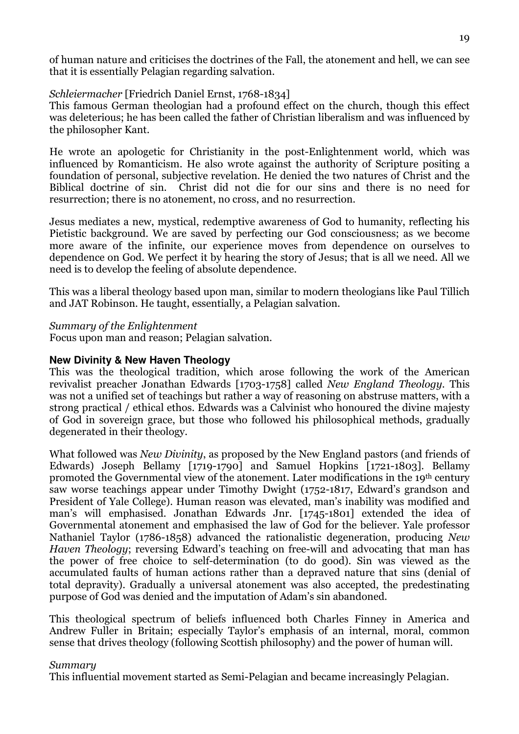of human nature and criticises the doctrines of the Fall, the atonement and hell, we can see that it is essentially Pelagian regarding salvation.

*Schleiermacher* [Friedrich Daniel Ernst, 1768-1834]
This famous German theologian had a profound effect on the church, though this effect was deleterious; he has been called the father of Christian liberalism and was influenced by the philosopher Kant.

He wrote an apologetic for Christianity in the post-Enlightenment world, which was influenced by Romanticism. He also wrote against the authority of Scripture positing a foundation of personal, subjective revelation. He denied the two natures of Christ and the Biblical doctrine of sin. Christ did not die for our sins and there is no need for resurrection; there is no atonement, no cross, and no resurrection.

Jesus mediates a new, mystical, redemptive awareness of God to humanity, reflecting his Pietistic background. We are saved by perfecting our God consciousness; as we become more aware of the infinite, our experience moves from dependence on ourselves to dependence on God. We perfect it by hearing the story of Jesus; that is all we need. All we need is to develop the feeling of absolute dependence.

This was a liberal theology based upon man, similar to modern theologians like Paul Tillich and JAT Robinson. He taught, essentially, a Pelagian salvation.

*Summary of the Enlightenment*
Focus upon man and reason; Pelagian salvation.

**New Divinity & New Haven Theology**

This was the theological tradition, which arose following the work of the American revivalist preacher Jonathan Edwards [1703-1758] called *New England Theology*. This was not a unified set of teachings but rather a way of reasoning on abstruse matters, with a strong practical / ethical ethos. Edwards was a Calvinist who honoured the divine majesty of God in sovereign grace, but those who followed his philosophical methods, gradually degenerated in their theology.

What followed was *New Divinity*, as proposed by the New England pastors (and friends of Edwards) Joseph Bellamy [1719-1790] and Samuel Hopkins [1721-1803]. Bellamy promoted the Governmental view of the atonement. Later modifications in the 19th century saw worse teachings appear under Timothy Dwight (1752-1817, Edward's grandson and President of Yale College). Human reason was elevated, man's inability was modified and man's will emphasised. Jonathan Edwards Jnr. [1745-1801] extended the idea of Governmental atonement and emphasised the law of God for the believer. Yale professor Nathaniel Taylor (1786-1858) advanced the rationalistic degeneration, producing *New Haven Theology*; reversing Edward's teaching on free-will and advocating that man has the power of free choice to self-determination (to do good). Sin was viewed as the accumulated faults of human actions rather than a depraved nature that sins (denial of total depravity). Gradually a universal atonement was also accepted, the predestinating purpose of God was denied and the imputation of Adam's sin abandoned.

This theological spectrum of beliefs influenced both Charles Finney in America and Andrew Fuller in Britain; especially Taylor's emphasis of an internal, moral, common sense that drives theology (following Scottish philosophy) and the power of human will.

*Summary*
This influential movement started as Semi-Pelagian and became increasingly Pelagian.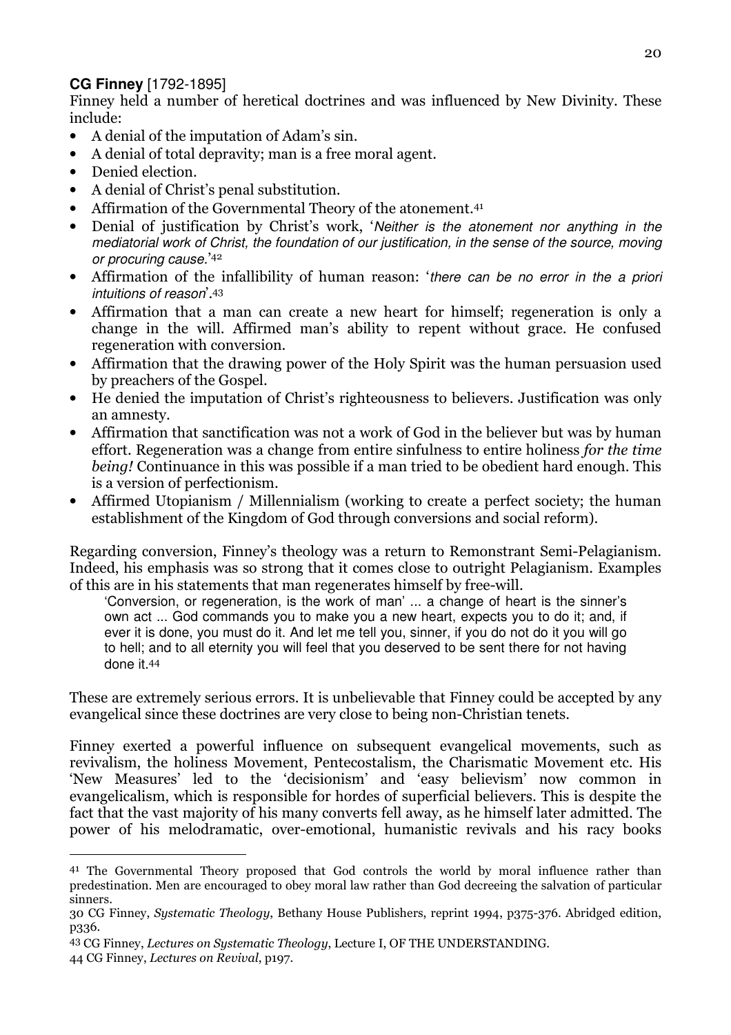**CG Finney** [1792-1895]

Finney held a number of heretical doctrines and was influenced by New Divinity. These include:

- A denial of the imputation of Adam's sin.
- A denial of total depravity; man is a free moral agent.
- Denied election.
- A denial of Christ's penal substitution.
- Affirmation of the Governmental Theory of the atonement.[41]
- Denial of justification by Christ's work, '*Neither is the atonement nor anything in the mediatorial work of Christ, the foundation of our justification, in the sense of the source, moving or procuring cause.*'[42]
- Affirmation of the infallibility of human reason: '*there can be no error in the a priori intuitions of reason*'.[43]
- Affirmation that a man can create a new heart for himself; regeneration is only a change in the will. Affirmed man's ability to repent without grace. He confused regeneration with conversion.
- Affirmation that the drawing power of the Holy Spirit was the human persuasion used by preachers of the Gospel.
- He denied the imputation of Christ's righteousness to believers. Justification was only an amnesty.
- Affirmation that sanctification was not a work of God in the believer but was by human effort. Regeneration was a change from entire sinfulness to entire holiness *for the time being!* Continuance in this was possible if a man tried to be obedient hard enough. This is a version of perfectionism.
- Affirmed Utopianism / Millennialism (working to create a perfect society; the human establishment of the Kingdom of God through conversions and social reform).

Regarding conversion, Finney's theology was a return to Remonstrant Semi-Pelagianism. Indeed, his emphasis was so strong that it comes close to outright Pelagianism. Examples of this are in his statements that man regenerates himself by free-will.

> 'Conversion, or regeneration, is the work of man' ... a change of heart is the sinner's own act ... God commands you to make you a new heart, expects you to do it; and, if ever it is done, you must do it. And let me tell you, sinner, if you do not do it you will go to hell; and to all eternity you will feel that you deserved to be sent there for not having done it.[44]

These are extremely serious errors. It is unbelievable that Finney could be accepted by any evangelical since these doctrines are very close to being non-Christian tenets.

Finney exerted a powerful influence on subsequent evangelical movements, such as revivalism, the holiness Movement, Pentecostalism, the Charismatic Movement etc. His 'New Measures' led to the 'decisionism' and 'easy believism' now common in evangelicalism, which is responsible for hordes of superficial believers. This is despite the fact that the vast majority of his many converts fell away, as he himself later admitted. The power of his melodramatic, over-emotional, humanistic revivals and his racy books

---

[41] The Governmental Theory proposed that God controls the world by moral influence rather than predestination. Men are encouraged to obey moral law rather than God decreeing the salvation of particular sinners.

30 CG Finney, *Systematic Theology*, Bethany House Publishers, reprint 1994, p375-376. Abridged edition, p336.

[43] CG Finney, *Lectures on Systematic Theology*, Lecture I, OF THE UNDERSTANDING.

44 CG Finney, *Lectures on Revival*, p197.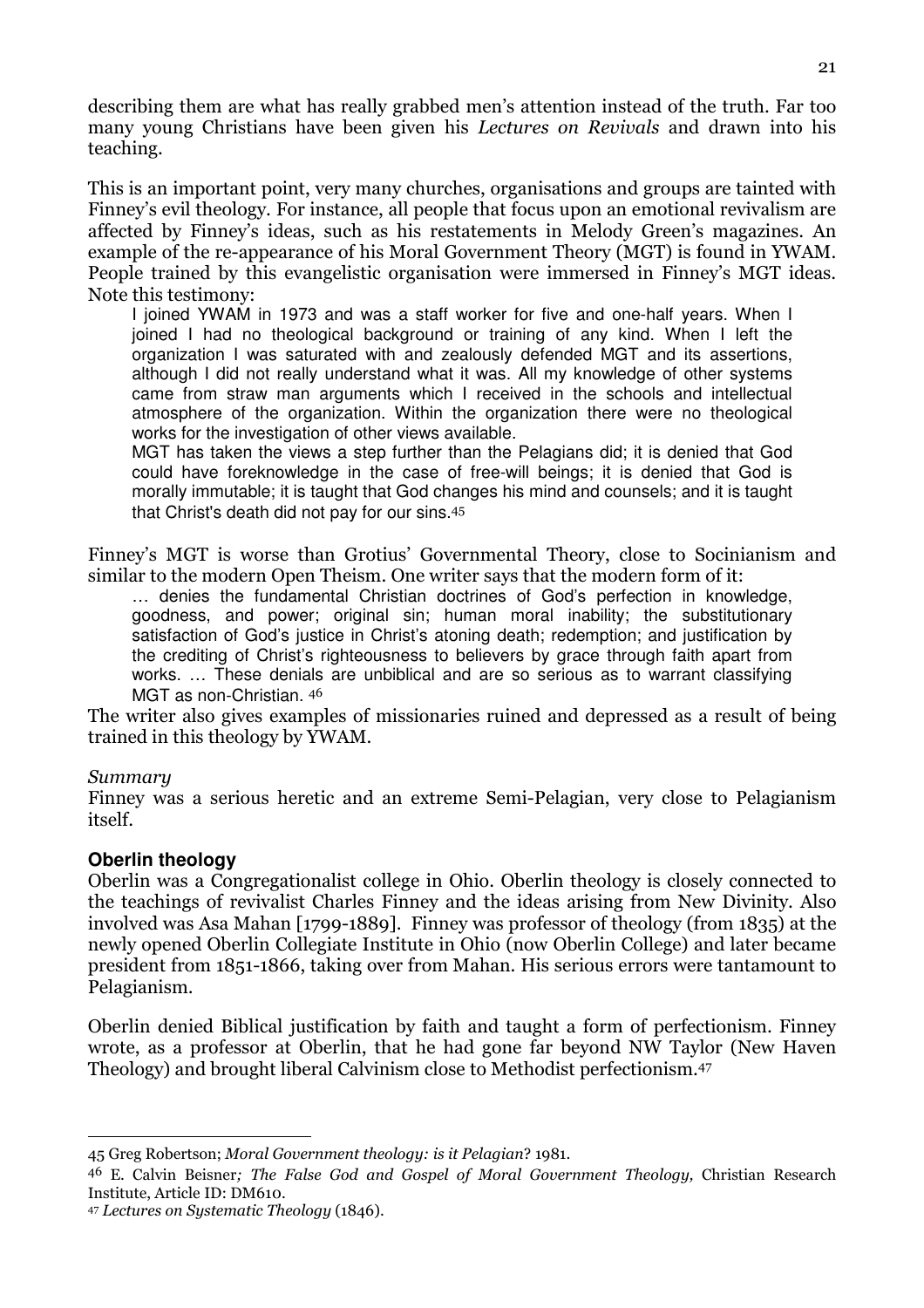describing them are what has really grabbed men's attention instead of the truth. Far too many young Christians have been given his *Lectures on Revivals* and drawn into his teaching.

This is an important point, very many churches, organisations and groups are tainted with Finney's evil theology. For instance, all people that focus upon an emotional revivalism are affected by Finney's ideas, such as his restatements in Melody Green's magazines. An example of the re-appearance of his Moral Government Theory (MGT) is found in YWAM. People trained by this evangelistic organisation were immersed in Finney's MGT ideas. Note this testimony:

> I joined YWAM in 1973 and was a staff worker for five and one-half years. When I joined I had no theological background or training of any kind. When I left the organization I was saturated with and zealously defended MGT and its assertions, although I did not really understand what it was. All my knowledge of other systems came from straw man arguments which I received in the schools and intellectual atmosphere of the organization. Within the organization there were no theological works for the investigation of other views available.
>
> MGT has taken the views a step further than the Pelagians did; it is denied that God could have foreknowledge in the case of free-will beings; it is denied that God is morally immutable; it is taught that God changes his mind and counsels; and it is taught that Christ's death did not pay for our sins.[45]

Finney's MGT is worse than Grotius' Governmental Theory, close to Socinianism and similar to the modern Open Theism. One writer says that the modern form of it:

> … denies the fundamental Christian doctrines of God's perfection in knowledge, goodness, and power; original sin; human moral inability; the substitutionary satisfaction of God's justice in Christ's atoning death; redemption; and justification by the crediting of Christ's righteousness to believers by grace through faith apart from works. … These denials are unbiblical and are so serious as to warrant classifying MGT as non-Christian.[46]

The writer also gives examples of missionaries ruined and depressed as a result of being trained in this theology by YWAM.

*Summary*

Finney was a serious heretic and an extreme Semi-Pelagian, very close to Pelagianism itself.

### Oberlin theology

Oberlin was a Congregationalist college in Ohio. Oberlin theology is closely connected to the teachings of revivalist Charles Finney and the ideas arising from New Divinity. Also involved was Asa Mahan [1799-1889]. Finney was professor of theology (from 1835) at the newly opened Oberlin Collegiate Institute in Ohio (now Oberlin College) and later became president from 1851-1866, taking over from Mahan. His serious errors were tantamount to Pelagianism.

Oberlin denied Biblical justification by faith and taught a form of perfectionism. Finney wrote, as a professor at Oberlin, that he had gone far beyond NW Taylor (New Haven Theology) and brought liberal Calvinism close to Methodist perfectionism.[47]

---

45 Greg Robertson; *Moral Government theology: is it Pelagian*? 1981.

46 E. Calvin Beisner*; The False God and Gospel of Moral Government Theology,* Christian Research Institute, Article ID: DM610.

47 *Lectures on Systematic Theology* (1846).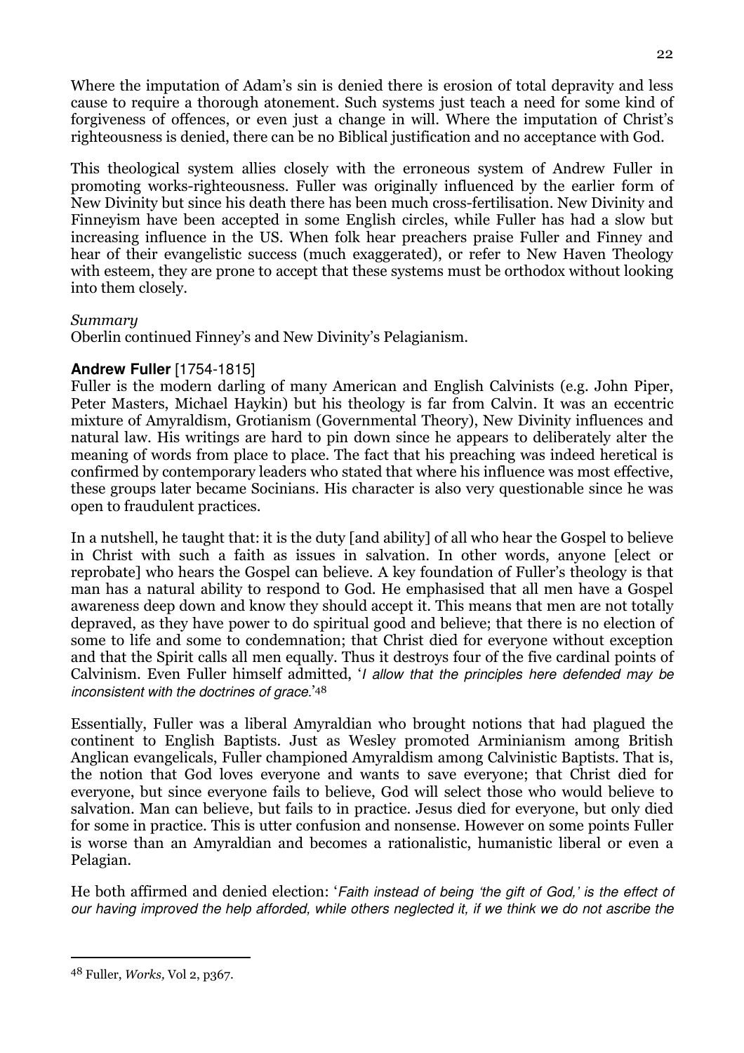Where the imputation of Adam's sin is denied there is erosion of total depravity and less cause to require a thorough atonement. Such systems just teach a need for some kind of forgiveness of offences, or even just a change in will. Where the imputation of Christ's righteousness is denied, there can be no Biblical justification and no acceptance with God.

This theological system allies closely with the erroneous system of Andrew Fuller in promoting works-righteousness. Fuller was originally influenced by the earlier form of New Divinity but since his death there has been much cross-fertilisation. New Divinity and Finneyism have been accepted in some English circles, while Fuller has had a slow but increasing influence in the US. When folk hear preachers praise Fuller and Finney and hear of their evangelistic success (much exaggerated), or refer to New Haven Theology with esteem, they are prone to accept that these systems must be orthodox without looking into them closely.

*Summary*
Oberlin continued Finney's and New Divinity's Pelagianism.

**Andrew Fuller** [1754-1815]
Fuller is the modern darling of many American and English Calvinists (e.g. John Piper, Peter Masters, Michael Haykin) but his theology is far from Calvin. It was an eccentric mixture of Amyraldism, Grotianism (Governmental Theory), New Divinity influences and natural law. His writings are hard to pin down since he appears to deliberately alter the meaning of words from place to place. The fact that his preaching was indeed heretical is confirmed by contemporary leaders who stated that where his influence was most effective, these groups later became Socinians. His character is also very questionable since he was open to fraudulent practices.

In a nutshell, he taught that: it is the duty [and ability] of all who hear the Gospel to believe in Christ with such a faith as issues in salvation. In other words, anyone [elect or reprobate] who hears the Gospel can believe. A key foundation of Fuller's theology is that man has a natural ability to respond to God. He emphasised that all men have a Gospel awareness deep down and know they should accept it. This means that men are not totally depraved, as they have power to do spiritual good and believe; that there is no election of some to life and some to condemnation; that Christ died for everyone without exception and that the Spirit calls all men equally. Thus it destroys four of the five cardinal points of Calvinism. Even Fuller himself admitted, '*I allow that the principles here defended may be inconsistent with the doctrines of grace.*'[48]

Essentially, Fuller was a liberal Amyraldian who brought notions that had plagued the continent to English Baptists. Just as Wesley promoted Arminianism among British Anglican evangelicals, Fuller championed Amyraldism among Calvinistic Baptists. That is, the notion that God loves everyone and wants to save everyone; that Christ died for everyone, but since everyone fails to believe, God will select those who would believe to salvation. Man can believe, but fails to in practice. Jesus died for everyone, but only died for some in practice. This is utter confusion and nonsense. However on some points Fuller is worse than an Amyraldian and becomes a rationalistic, humanistic liberal or even a Pelagian.

He both affirmed and denied election: '*Faith instead of being 'the gift of God,' is the effect of our having improved the help afforded, while others neglected it, if we think we do not ascribe the*

[48] Fuller, *Works,* Vol 2, p367.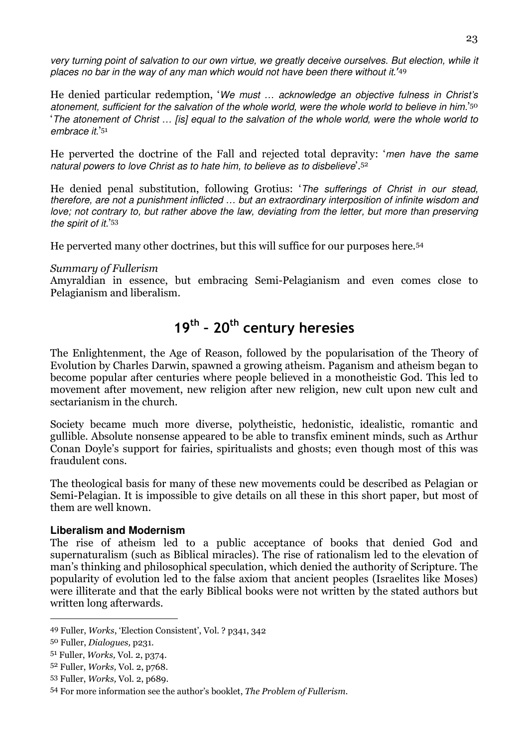*very turning point of salvation to our own virtue, we greatly deceive ourselves. But election, while it places no bar in the way of any man which would not have been there without it.'*[49]

He denied particular redemption, '*We must … acknowledge an objective fulness in Christ's atonement, sufficient for the salvation of the whole world, were the whole world to believe in him.*'[50] '*The atonement of Christ … [is] equal to the salvation of the whole world, were the whole world to embrace it.*'[51]

He perverted the doctrine of the Fall and rejected total depravity: '*men have the same natural powers to love Christ as to hate him, to believe as to disbelieve*'.[52]

He denied penal substitution, following Grotius: '*The sufferings of Christ in our stead, therefore, are not a punishment inflicted … but an extraordinary interposition of infinite wisdom and love; not contrary to, but rather above the law, deviating from the letter, but more than preserving the spirit of it.*'[53]

He perverted many other doctrines, but this will suffice for our purposes here.[54]

*Summary of Fullerism*

Amyraldian in essence, but embracing Semi-Pelagianism and even comes close to Pelagianism and liberalism.

# 19th - 20th century heresies

The Enlightenment, the Age of Reason, followed by the popularisation of the Theory of Evolution by Charles Darwin, spawned a growing atheism. Paganism and atheism began to become popular after centuries where people believed in a monotheistic God. This led to movement after movement, new religion after new religion, new cult upon new cult and sectarianism in the church.

Society became much more diverse, polytheistic, hedonistic, idealistic, romantic and gullible. Absolute nonsense appeared to be able to transfix eminent minds, such as Arthur Conan Doyle's support for fairies, spiritualists and ghosts; even though most of this was fraudulent cons.

The theological basis for many of these new movements could be described as Pelagian or Semi-Pelagian. It is impossible to give details on all these in this short paper, but most of them are well known.

### Liberalism and Modernism

The rise of atheism led to a public acceptance of books that denied God and supernaturalism (such as Biblical miracles). The rise of rationalism led to the elevation of man's thinking and philosophical speculation, which denied the authority of Scripture. The popularity of evolution led to the false axiom that ancient peoples (Israelites like Moses) were illiterate and that the early Biblical books were not written by the stated authors but written long afterwards.

---

[49] Fuller, *Works*, 'Election Consistent', Vol. ? p341, 342

[50] Fuller, *Dialogues,* p231.

[51] Fuller, *Works,* Vol. 2, p374.

[52] Fuller, *Works,* Vol. 2, p768.

[53] Fuller, *Works,* Vol. 2, p689.

[54] For more information see the author's booklet, *The Problem of Fullerism*.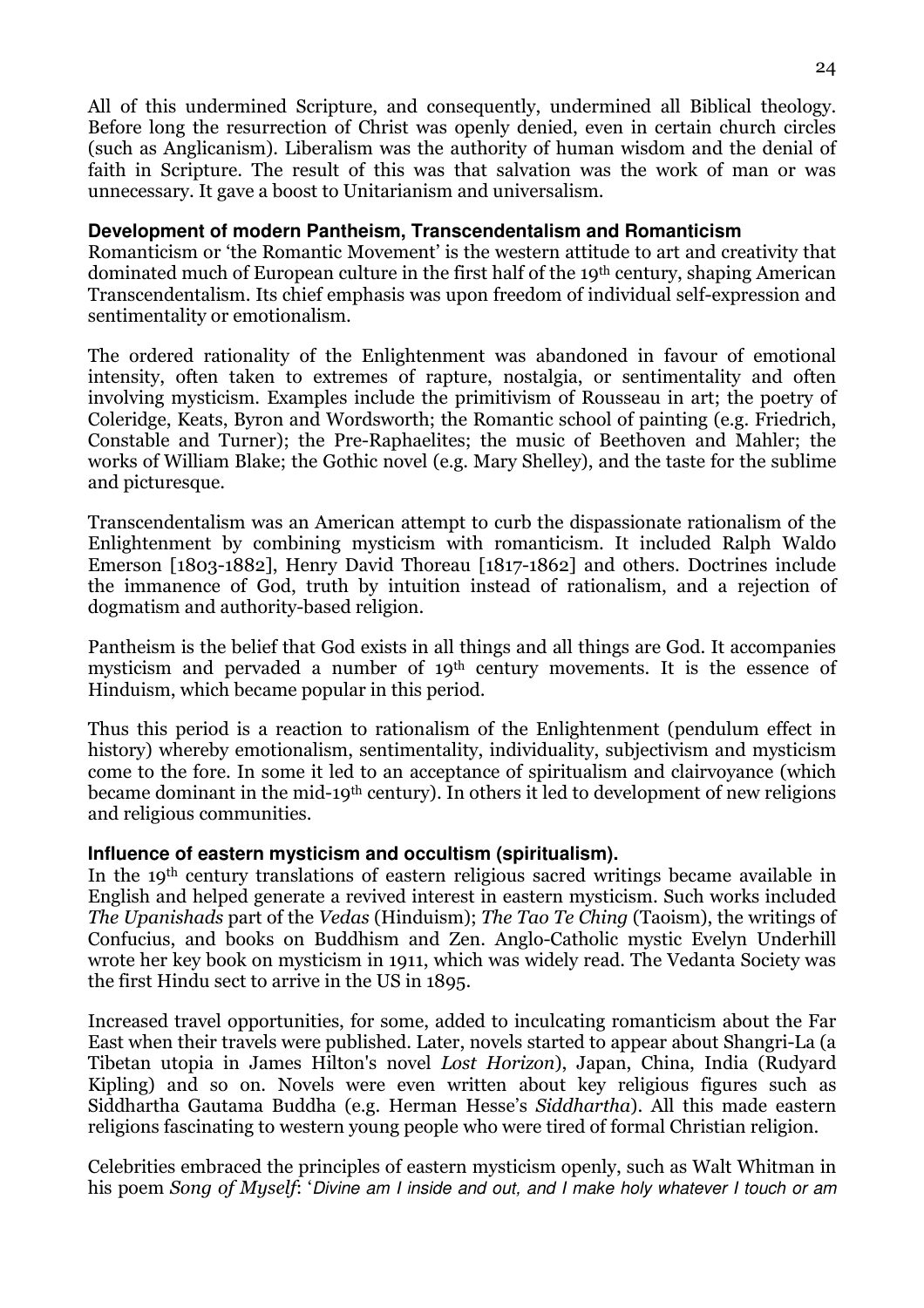All of this undermined Scripture, and consequently, undermined all Biblical theology. Before long the resurrection of Christ was openly denied, even in certain church circles (such as Anglicanism). Liberalism was the authority of human wisdom and the denial of faith in Scripture. The result of this was that salvation was the work of man or was unnecessary. It gave a boost to Unitarianism and universalism.

**Development of modern Pantheism, Transcendentalism and Romanticism**

Romanticism or 'the Romantic Movement' is the western attitude to art and creativity that dominated much of European culture in the first half of the 19th century, shaping American Transcendentalism. Its chief emphasis was upon freedom of individual self-expression and sentimentality or emotionalism.

The ordered rationality of the Enlightenment was abandoned in favour of emotional intensity, often taken to extremes of rapture, nostalgia, or sentimentality and often involving mysticism. Examples include the primitivism of Rousseau in art; the poetry of Coleridge, Keats, Byron and Wordsworth; the Romantic school of painting (e.g. Friedrich, Constable and Turner); the Pre-Raphaelites; the music of Beethoven and Mahler; the works of William Blake; the Gothic novel (e.g. Mary Shelley), and the taste for the sublime and picturesque.

Transcendentalism was an American attempt to curb the dispassionate rationalism of the Enlightenment by combining mysticism with romanticism. It included Ralph Waldo Emerson [1803-1882], Henry David Thoreau [1817-1862] and others. Doctrines include the immanence of God, truth by intuition instead of rationalism, and a rejection of dogmatism and authority-based religion.

Pantheism is the belief that God exists in all things and all things are God. It accompanies mysticism and pervaded a number of 19th century movements. It is the essence of Hinduism, which became popular in this period.

Thus this period is a reaction to rationalism of the Enlightenment (pendulum effect in history) whereby emotionalism, sentimentality, individuality, subjectivism and mysticism come to the fore. In some it led to an acceptance of spiritualism and clairvoyance (which became dominant in the mid-19th century). In others it led to development of new religions and religious communities.

**Influence of eastern mysticism and occultism (spiritualism).**

In the 19th century translations of eastern religious sacred writings became available in English and helped generate a revived interest in eastern mysticism. Such works included *The Upanishads* part of the *Vedas* (Hinduism); *The Tao Te Ching* (Taoism), the writings of Confucius, and books on Buddhism and Zen. Anglo-Catholic mystic Evelyn Underhill wrote her key book on mysticism in 1911, which was widely read. The Vedanta Society was the first Hindu sect to arrive in the US in 1895.

Increased travel opportunities, for some, added to inculcating romanticism about the Far East when their travels were published. Later, novels started to appear about Shangri-La (a Tibetan utopia in James Hilton's novel *Lost Horizon*), Japan, China, India (Rudyard Kipling) and so on. Novels were even written about key religious figures such as Siddhartha Gautama Buddha (e.g. Herman Hesse's *Siddhartha*). All this made eastern religions fascinating to western young people who were tired of formal Christian religion.

Celebrities embraced the principles of eastern mysticism openly, such as Walt Whitman in his poem *Song of Myself*: '*Divine am I inside and out, and I make holy whatever I touch or am*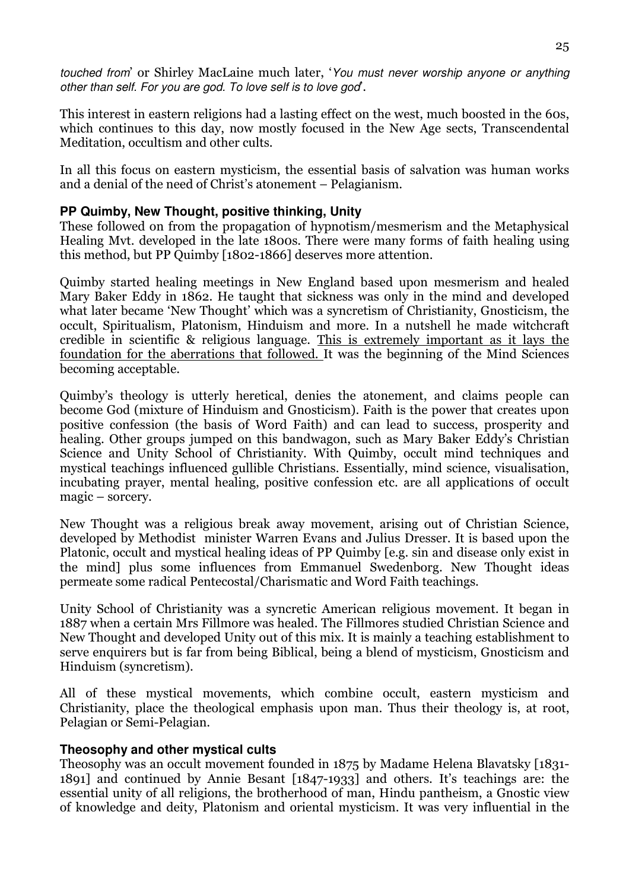*touched from*' or Shirley MacLaine much later, '*You must never worship anyone or anything other than self. For you are god. To love self is to love god*'.

This interest in eastern religions had a lasting effect on the west, much boosted in the 60s, which continues to this day, now mostly focused in the New Age sects, Transcendental Meditation, occultism and other cults.

In all this focus on eastern mysticism, the essential basis of salvation was human works and a denial of the need of Christ's atonement – Pelagianism.

### PP Quimby, New Thought, positive thinking, Unity

These followed on from the propagation of hypnotism/mesmerism and the Metaphysical Healing Mvt. developed in the late 1800s. There were many forms of faith healing using this method, but PP Quimby [1802-1866] deserves more attention.

Quimby started healing meetings in New England based upon mesmerism and healed Mary Baker Eddy in 1862. He taught that sickness was only in the mind and developed what later became 'New Thought' which was a syncretism of Christianity, Gnosticism, the occult, Spiritualism, Platonism, Hinduism and more. In a nutshell he made witchcraft credible in scientific & religious language. <u>This is extremely important as it lays the foundation for the aberrations that followed.</u> It was the beginning of the Mind Sciences becoming acceptable.

Quimby's theology is utterly heretical, denies the atonement, and claims people can become God (mixture of Hinduism and Gnosticism). Faith is the power that creates upon positive confession (the basis of Word Faith) and can lead to success, prosperity and healing. Other groups jumped on this bandwagon, such as Mary Baker Eddy's Christian Science and Unity School of Christianity. With Quimby, occult mind techniques and mystical teachings influenced gullible Christians. Essentially, mind science, visualisation, incubating prayer, mental healing, positive confession etc. are all applications of occult magic – sorcery.

New Thought was a religious break away movement, arising out of Christian Science, developed by Methodist minister Warren Evans and Julius Dresser. It is based upon the Platonic, occult and mystical healing ideas of PP Quimby [e.g. sin and disease only exist in the mind] plus some influences from Emmanuel Swedenborg. New Thought ideas permeate some radical Pentecostal/Charismatic and Word Faith teachings.

Unity School of Christianity was a syncretic American religious movement. It began in 1887 when a certain Mrs Fillmore was healed. The Fillmores studied Christian Science and New Thought and developed Unity out of this mix. It is mainly a teaching establishment to serve enquirers but is far from being Biblical, being a blend of mysticism, Gnosticism and Hinduism (syncretism).

All of these mystical movements, which combine occult, eastern mysticism and Christianity, place the theological emphasis upon man. Thus their theology is, at root, Pelagian or Semi-Pelagian.

### Theosophy and other mystical cults

Theosophy was an occult movement founded in 1875 by Madame Helena Blavatsky [1831-1891] and continued by Annie Besant [1847-1933] and others. It's teachings are: the essential unity of all religions, the brotherhood of man, Hindu pantheism, a Gnostic view of knowledge and deity, Platonism and oriental mysticism. It was very influential in the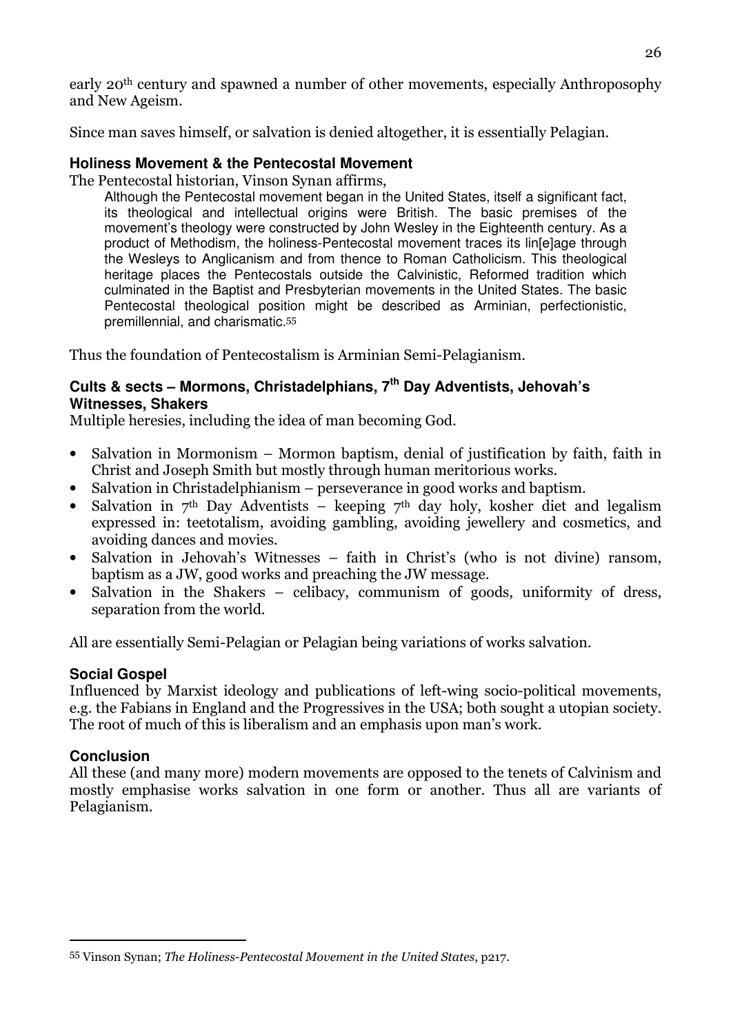early 20th century and spawned a number of other movements, especially Anthroposophy and New Ageism.

Since man saves himself, or salvation is denied altogether, it is essentially Pelagian.

### Holiness Movement & the Pentecostal Movement

The Pentecostal historian, Vinson Synan affirms,

> Although the Pentecostal movement began in the United States, itself a significant fact, its theological and intellectual origins were British. The basic premises of the movement's theology were constructed by John Wesley in the Eighteenth century. As a product of Methodism, the holiness-Pentecostal movement traces its lin[e]age through the Wesleys to Anglicanism and from thence to Roman Catholicism. This theological heritage places the Pentecostals outside the Calvinistic, Reformed tradition which culminated in the Baptist and Presbyterian movements in the United States. The basic Pentecostal theological position might be described as Arminian, perfectionistic, premillennial, and charismatic.[55]

Thus the foundation of Pentecostalism is Arminian Semi-Pelagianism.

### Cults & sects – Mormons, Christadelphians, 7th Day Adventists, Jehovah's Witnesses, Shakers

Multiple heresies, including the idea of man becoming God.

- Salvation in Mormonism – Mormon baptism, denial of justification by faith, faith in Christ and Joseph Smith but mostly through human meritorious works.
- Salvation in Christadelphianism – perseverance in good works and baptism.
- Salvation in 7th Day Adventists – keeping 7th day holy, kosher diet and legalism expressed in: teetotalism, avoiding gambling, avoiding jewellery and cosmetics, and avoiding dances and movies.
- Salvation in Jehovah's Witnesses – faith in Christ's (who is not divine) ransom, baptism as a JW, good works and preaching the JW message.
- Salvation in the Shakers – celibacy, communism of goods, uniformity of dress, separation from the world.

All are essentially Semi-Pelagian or Pelagian being variations of works salvation.

### Social Gospel

Influenced by Marxist ideology and publications of left-wing socio-political movements, e.g. the Fabians in England and the Progressives in the USA; both sought a utopian society. The root of much of this is liberalism and an emphasis upon man's work.

### Conclusion

All these (and many more) modern movements are opposed to the tenets of Calvinism and mostly emphasise works salvation in one form or another. Thus all are variants of Pelagianism.

---

[55] Vinson Synan; *The Holiness-Pentecostal Movement in the United States*, p217.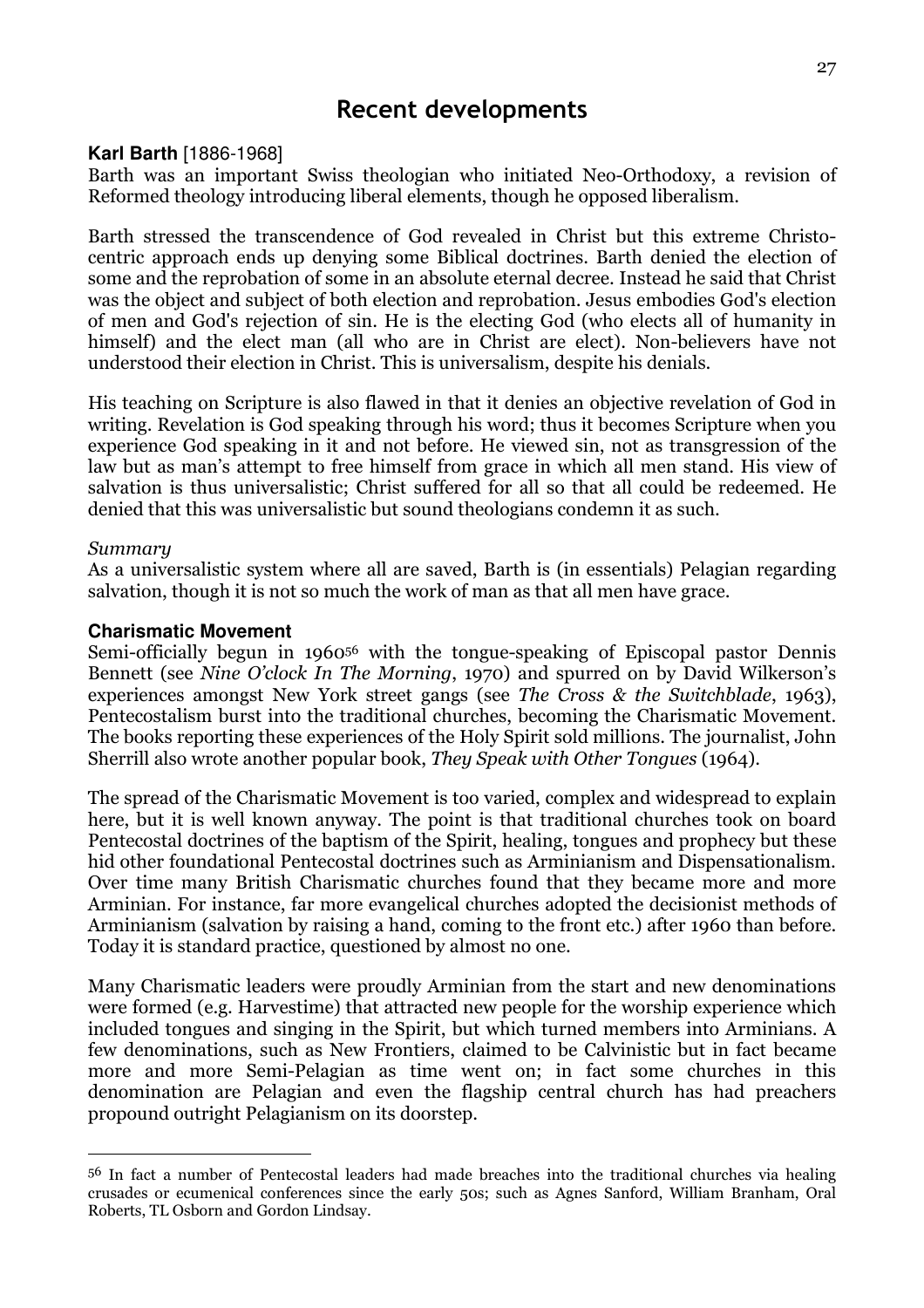# Recent developments

**Karl Barth** [1886-1968]

Barth was an important Swiss theologian who initiated Neo-Orthodoxy, a revision of Reformed theology introducing liberal elements, though he opposed liberalism.

Barth stressed the transcendence of God revealed in Christ but this extreme Christo-centric approach ends up denying some Biblical doctrines. Barth denied the election of some and the reprobation of some in an absolute eternal decree. Instead he said that Christ was the object and subject of both election and reprobation. Jesus embodies God's election of men and God's rejection of sin. He is the electing God (who elects all of humanity in himself) and the elect man (all who are in Christ are elect). Non-believers have not understood their election in Christ. This is universalism, despite his denials.

His teaching on Scripture is also flawed in that it denies an objective revelation of God in writing. Revelation is God speaking through his word; thus it becomes Scripture when you experience God speaking in it and not before. He viewed sin, not as transgression of the law but as man's attempt to free himself from grace in which all men stand. His view of salvation is thus universalistic; Christ suffered for all so that all could be redeemed. He denied that this was universalistic but sound theologians condemn it as such.

*Summary*

As a universalistic system where all are saved, Barth is (in essentials) Pelagian regarding salvation, though it is not so much the work of man as that all men have grace.

**Charismatic Movement**

Semi-officially begun in 1960[56] with the tongue-speaking of Episcopal pastor Dennis Bennett (see *Nine O'clock In The Morning*, 1970) and spurred on by David Wilkerson's experiences amongst New York street gangs (see *The Cross & the Switchblade*, 1963), Pentecostalism burst into the traditional churches, becoming the Charismatic Movement. The books reporting these experiences of the Holy Spirit sold millions. The journalist, John Sherrill also wrote another popular book, *They Speak with Other Tongues* (1964).

The spread of the Charismatic Movement is too varied, complex and widespread to explain here, but it is well known anyway. The point is that traditional churches took on board Pentecostal doctrines of the baptism of the Spirit, healing, tongues and prophecy but these hid other foundational Pentecostal doctrines such as Arminianism and Dispensationalism. Over time many British Charismatic churches found that they became more and more Arminian. For instance, far more evangelical churches adopted the decisionist methods of Arminianism (salvation by raising a hand, coming to the front etc.) after 1960 than before. Today it is standard practice, questioned by almost no one.

Many Charismatic leaders were proudly Arminian from the start and new denominations were formed (e.g. Harvestime) that attracted new people for the worship experience which included tongues and singing in the Spirit, but which turned members into Arminians. A few denominations, such as New Frontiers, claimed to be Calvinistic but in fact became more and more Semi-Pelagian as time went on; in fact some churches in this denomination are Pelagian and even the flagship central church has had preachers propound outright Pelagianism on its doorstep.

---

[56] In fact a number of Pentecostal leaders had made breaches into the traditional churches via healing crusades or ecumenical conferences since the early 50s; such as Agnes Sanford, William Branham, Oral Roberts, TL Osborn and Gordon Lindsay.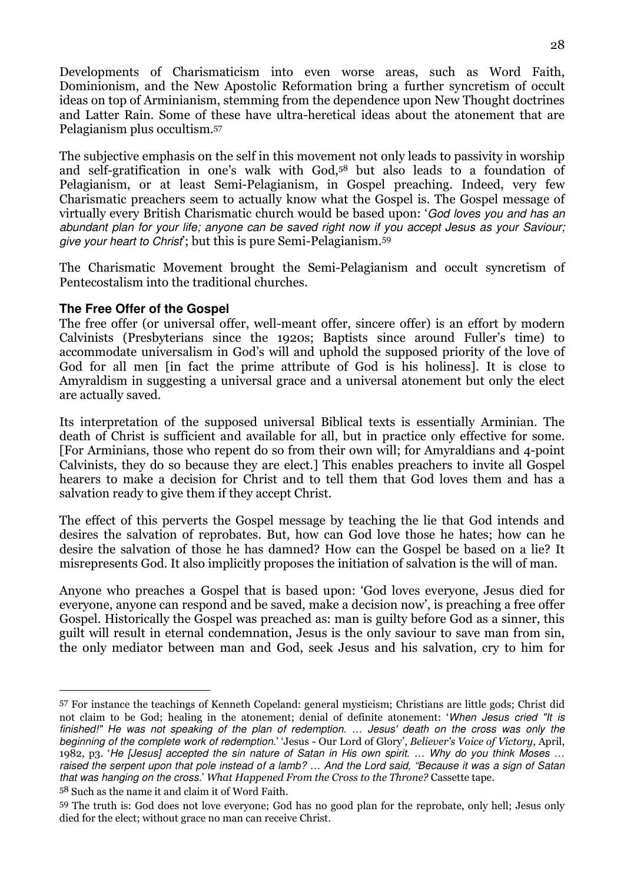Developments of Charismaticism into even worse areas, such as Word Faith, Dominionism, and the New Apostolic Reformation bring a further syncretism of occult ideas on top of Arminianism, stemming from the dependence upon New Thought doctrines and Latter Rain. Some of these have ultra-heretical ideas about the atonement that are Pelagianism plus occultism.[57]

The subjective emphasis on the self in this movement not only leads to passivity in worship and self-gratification in one's walk with God,[58] but also leads to a foundation of Pelagianism, or at least Semi-Pelagianism, in Gospel preaching. Indeed, very few Charismatic preachers seem to actually know what the Gospel is. The Gospel message of virtually every British Charismatic church would be based upon: '*God loves you and has an abundant plan for your life; anyone can be saved right now if you accept Jesus as your Saviour; give your heart to Christ*'; but this is pure Semi-Pelagianism.[59]

The Charismatic Movement brought the Semi-Pelagianism and occult syncretism of Pentecostalism into the traditional churches.

### The Free Offer of the Gospel

The free offer (or universal offer, well-meant offer, sincere offer) is an effort by modern Calvinists (Presbyterians since the 1920s; Baptists since around Fuller's time) to accommodate universalism in God's will and uphold the supposed priority of the love of God for all men [in fact the prime attribute of God is his holiness]. It is close to Amyraldism in suggesting a universal grace and a universal atonement but only the elect are actually saved.

Its interpretation of the supposed universal Biblical texts is essentially Arminian. The death of Christ is sufficient and available for all, but in practice only effective for some. [For Arminians, those who repent do so from their own will; for Amyraldians and 4-point Calvinists, they do so because they are elect.] This enables preachers to invite all Gospel hearers to make a decision for Christ and to tell them that God loves them and has a salvation ready to give them if they accept Christ.

The effect of this perverts the Gospel message by teaching the lie that God intends and desires the salvation of reprobates. But, how can God love those he hates; how can he desire the salvation of those he has damned? How can the Gospel be based on a lie? It misrepresents God. It also implicitly proposes the initiation of salvation is the will of man.

Anyone who preaches a Gospel that is based upon: 'God loves everyone, Jesus died for everyone, anyone can respond and be saved, make a decision now', is preaching a free offer Gospel. Historically the Gospel was preached as: man is guilty before God as a sinner, this guilt will result in eternal condemnation, Jesus is the only saviour to save man from sin, the only mediator between man and God, seek Jesus and his salvation, cry to him for

---

[57] For instance the teachings of Kenneth Copeland: general mysticism; Christians are little gods; Christ did not claim to be God; healing in the atonement; denial of definite atonement: '*When Jesus cried "It is finished!" He was not speaking of the plan of redemption. … Jesus' death on the cross was only the beginning of the complete work of redemption.*' 'Jesus - Our Lord of Glory', *Believer's Voice of Victory*, April, 1982, p3. '*He [Jesus] accepted the sin nature of Satan in His own spirit. … Why do you think Moses … raised the serpent upon that pole instead of a lamb? … And the Lord said, "Because it was a sign of Satan that was hanging on the cross.*' *What Happened From the Cross to the Throne?* Cassette tape.

[58] Such as the name it and claim it of Word Faith.

[59] The truth is: God does not love everyone; God has no good plan for the reprobate, only hell; Jesus only died for the elect; without grace no man can receive Christ.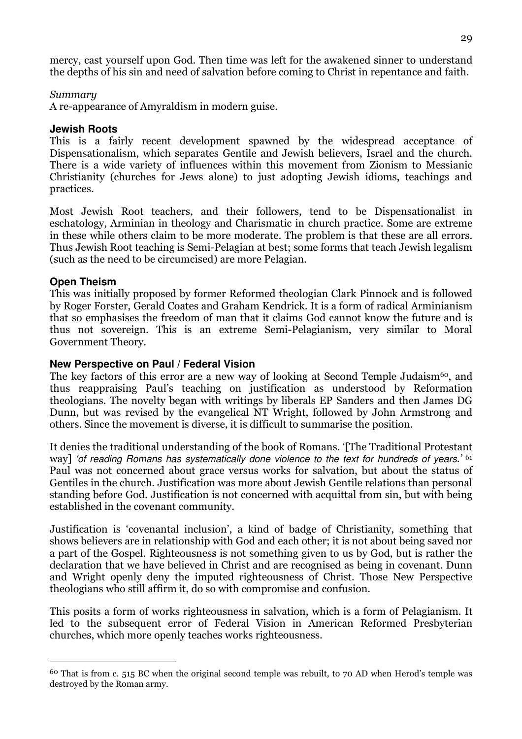mercy, cast yourself upon God. Then time was left for the awakened sinner to understand the depths of his sin and need of salvation before coming to Christ in repentance and faith.

*Summary*

A re-appearance of Amyraldism in modern guise.

### Jewish Roots

This is a fairly recent development spawned by the widespread acceptance of Dispensationalism, which separates Gentile and Jewish believers, Israel and the church. There is a wide variety of influences within this movement from Zionism to Messianic Christianity (churches for Jews alone) to just adopting Jewish idioms, teachings and practices.

Most Jewish Root teachers, and their followers, tend to be Dispensationalist in eschatology, Arminian in theology and Charismatic in church practice. Some are extreme in these while others claim to be more moderate. The problem is that these are all errors. Thus Jewish Root teaching is Semi-Pelagian at best; some forms that teach Jewish legalism (such as the need to be circumcised) are more Pelagian.

### Open Theism

This was initially proposed by former Reformed theologian Clark Pinnock and is followed by Roger Forster, Gerald Coates and Graham Kendrick. It is a form of radical Arminianism that so emphasises the freedom of man that it claims God cannot know the future and is thus not sovereign. This is an extreme Semi-Pelagianism, very similar to Moral Government Theory.

### New Perspective on Paul / Federal Vision

The key factors of this error are a new way of looking at Second Temple Judaism[60], and thus reappraising Paul's teaching on justification as understood by Reformation theologians. The novelty began with writings by liberals EP Sanders and then James DG Dunn, but was revised by the evangelical NT Wright, followed by John Armstrong and others. Since the movement is diverse, it is difficult to summarise the position.

It denies the traditional understanding of the book of Romans. '[The Traditional Protestant way] *'of reading Romans has systematically done violence to the text for hundreds of years.'* [61] Paul was not concerned about grace versus works for salvation, but about the status of Gentiles in the church. Justification was more about Jewish Gentile relations than personal standing before God. Justification is not concerned with acquittal from sin, but with being established in the covenant community.

Justification is 'covenantal inclusion', a kind of badge of Christianity, something that shows believers are in relationship with God and each other; it is not about being saved nor a part of the Gospel. Righteousness is not something given to us by God, but is rather the declaration that we have believed in Christ and are recognised as being in covenant. Dunn and Wright openly deny the imputed righteousness of Christ. Those New Perspective theologians who still affirm it, do so with compromise and confusion.

This posits a form of works righteousness in salvation, which is a form of Pelagianism. It led to the subsequent error of Federal Vision in American Reformed Presbyterian churches, which more openly teaches works righteousness.

---

[60] That is from c. 515 BC when the original second temple was rebuilt, to 70 AD when Herod's temple was destroyed by the Roman army.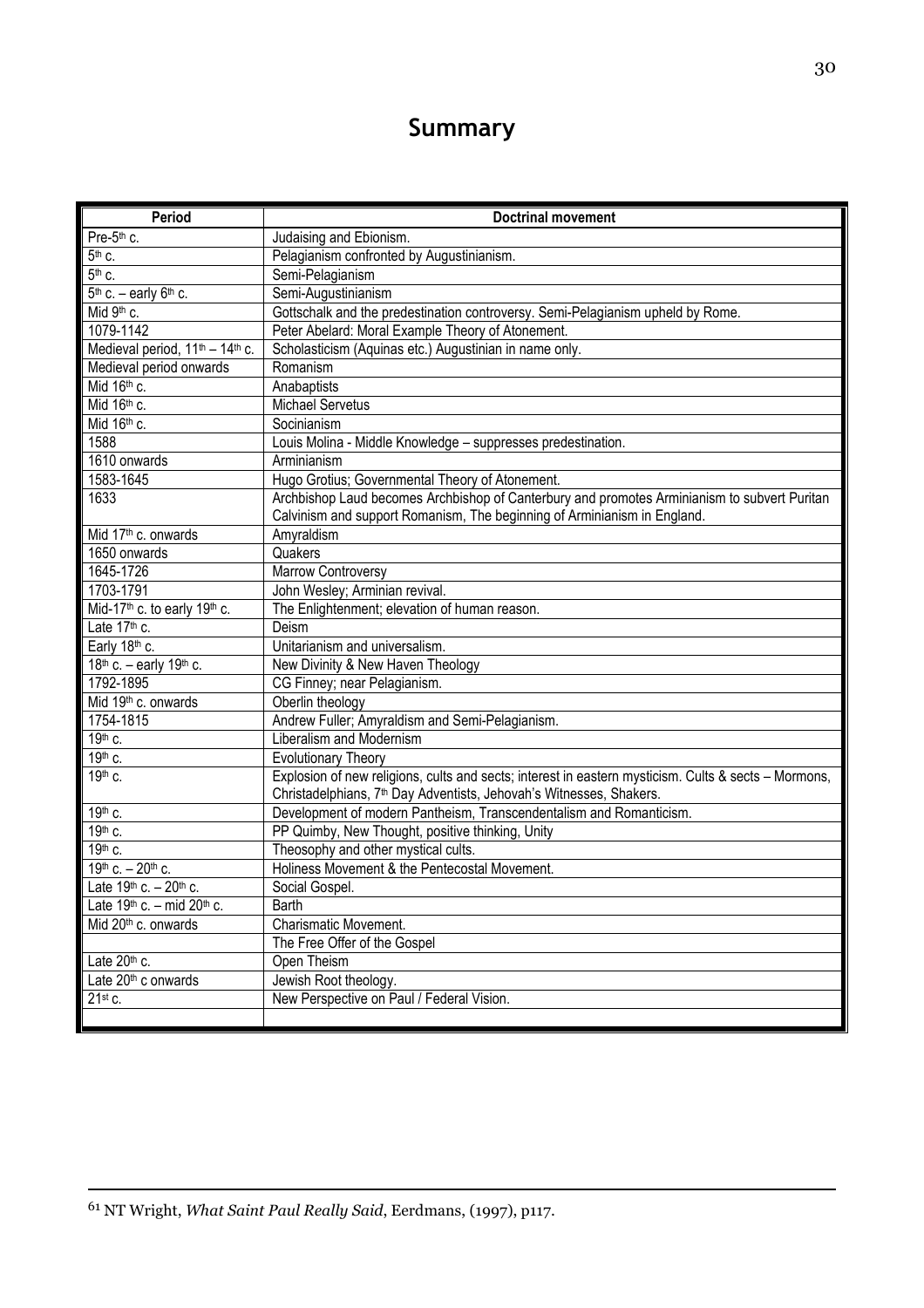# Summary

| Period | Doctrinal movement |
|---|---|
| Pre-5th c. | Judaising and Ebionism. |
| 5th c. | Pelagianism confronted by Augustinianism. |
| 5th c. | Semi-Pelagianism |
| 5th c. – early 6th c. | Semi-Augustinianism |
| Mid 9th c. | Gottschalk and the predestination controversy. Semi-Pelagianism upheld by Rome. |
| 1079-1142 | Peter Abelard: Moral Example Theory of Atonement. |
| Medieval period, 11th – 14th c. | Scholasticism (Aquinas etc.) Augustinian in name only. |
| Medieval period onwards | Romanism |
| Mid 16th c. | Anabaptists |
| Mid 16th c. | Michael Servetus |
| Mid 16th c. | Socinianism |
| 1588 | Louis Molina - Middle Knowledge – suppresses predestination. |
| 1610 onwards | Arminianism |
| 1583-1645 | Hugo Grotius; Governmental Theory of Atonement. |
| 1633 | Archbishop Laud becomes Archbishop of Canterbury and promotes Arminianism to subvert Puritan Calvinism and support Romanism, The beginning of Arminianism in England. |
| Mid 17th c. onwards | Amyraldism |
| 1650 onwards | Quakers |
| 1645-1726 | Marrow Controversy |
| 1703-1791 | John Wesley; Arminian revival. |
| Mid-17th c. to early 19th c. | The Enlightenment; elevation of human reason. |
| Late 17th c. | Deism |
| Early 18th c. | Unitarianism and universalism. |
| 18th c. – early 19th c. | New Divinity & New Haven Theology |
| 1792-1895 | CG Finney; near Pelagianism. |
| Mid 19th c. onwards | Oberlin theology |
| 1754-1815 | Andrew Fuller; Amyraldism and Semi-Pelagianism. |
| 19th c. | Liberalism and Modernism |
| 19th c. | Evolutionary Theory |
| 19th c. | Explosion of new religions, cults and sects; interest in eastern mysticism. Cults & sects – Mormons, Christadelphians, 7th Day Adventists, Jehovah's Witnesses, Shakers. |
| 19th c. | Development of modern Pantheism, Transcendentalism and Romanticism. |
| 19th c. | PP Quimby, New Thought, positive thinking, Unity |
| 19th c. | Theosophy and other mystical cults. |
| 19th c. – 20th c. | Holiness Movement & the Pentecostal Movement. |
| Late 19th c. – 20th c. | Social Gospel. |
| Late 19th c. – mid 20th c. | Barth |
| Mid 20th c. onwards | Charismatic Movement. |
| | The Free Offer of the Gospel |
| Late 20th c. | Open Theism |
| Late 20th c onwards | Jewish Root theology. |
| 21st c. | New Perspective on Paul / Federal Vision. |
| | |

---

[61] NT Wright, *What Saint Paul Really Said*, Eerdmans, (1997), p117.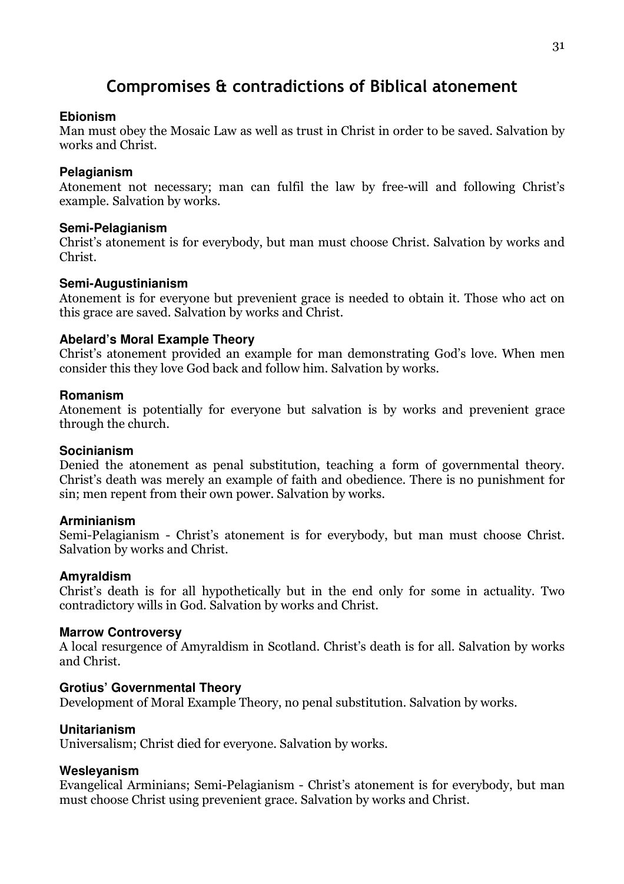# Compromises & contradictions of Biblical atonement

**Ebionism**

Man must obey the Mosaic Law as well as trust in Christ in order to be saved. Salvation by works and Christ.

**Pelagianism**

Atonement not necessary; man can fulfil the law by free-will and following Christ's example. Salvation by works.

**Semi-Pelagianism**

Christ's atonement is for everybody, but man must choose Christ. Salvation by works and Christ.

**Semi-Augustinianism**

Atonement is for everyone but prevenient grace is needed to obtain it. Those who act on this grace are saved. Salvation by works and Christ.

**Abelard's Moral Example Theory**

Christ's atonement provided an example for man demonstrating God's love. When men consider this they love God back and follow him. Salvation by works.

**Romanism**

Atonement is potentially for everyone but salvation is by works and prevenient grace through the church.

**Socinianism**

Denied the atonement as penal substitution, teaching a form of governmental theory. Christ's death was merely an example of faith and obedience. There is no punishment for sin; men repent from their own power. Salvation by works.

**Arminianism**

Semi-Pelagianism - Christ's atonement is for everybody, but man must choose Christ. Salvation by works and Christ.

**Amyraldism**

Christ's death is for all hypothetically but in the end only for some in actuality. Two contradictory wills in God. Salvation by works and Christ.

**Marrow Controversy**

A local resurgence of Amyraldism in Scotland. Christ's death is for all. Salvation by works and Christ.

**Grotius' Governmental Theory**

Development of Moral Example Theory, no penal substitution. Salvation by works.

**Unitarianism**

Universalism; Christ died for everyone. Salvation by works.

**Wesleyanism**

Evangelical Arminians; Semi-Pelagianism - Christ's atonement is for everybody, but man must choose Christ using prevenient grace. Salvation by works and Christ.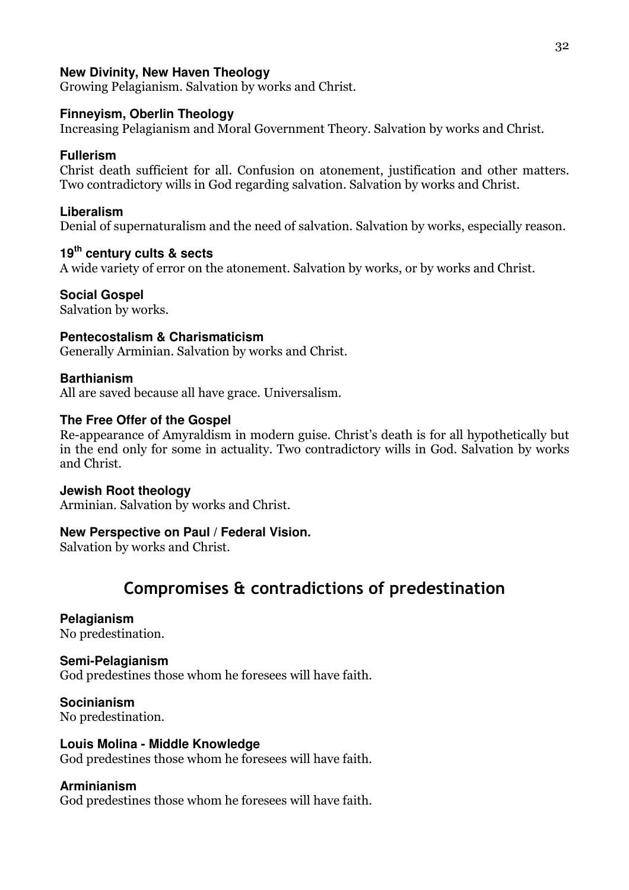**New Divinity, New Haven Theology**
Growing Pelagianism. Salvation by works and Christ.

**Finneyism, Oberlin Theology**
Increasing Pelagianism and Moral Government Theory. Salvation by works and Christ.

**Fullerism**
Christ death sufficient for all. Confusion on atonement, justification and other matters. Two contradictory wills in God regarding salvation. Salvation by works and Christ.

**Liberalism**
Denial of supernaturalism and the need of salvation. Salvation by works, especially reason.

**19th century cults & sects**
A wide variety of error on the atonement. Salvation by works, or by works and Christ.

**Social Gospel**
Salvation by works.

**Pentecostalism & Charismaticism**
Generally Arminian. Salvation by works and Christ.

**Barthianism**
All are saved because all have grace. Universalism.

**The Free Offer of the Gospel**
Re-appearance of Amyraldism in modern guise. Christ's death is for all hypothetically but in the end only for some in actuality. Two contradictory wills in God. Salvation by works and Christ.

**Jewish Root theology**
Arminian. Salvation by works and Christ.

**New Perspective on Paul / Federal Vision.**
Salvation by works and Christ.

## Compromises & contradictions of predestination

**Pelagianism**
No predestination.

**Semi-Pelagianism**
God predestines those whom he foresees will have faith.

**Socinianism**
No predestination.

**Louis Molina - Middle Knowledge**
God predestines those whom he foresees will have faith.

**Arminianism**
God predestines those whom he foresees will have faith.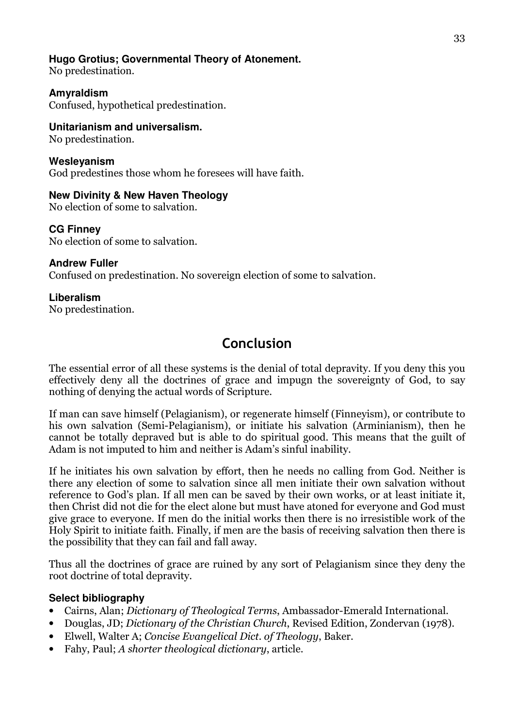**Hugo Grotius; Governmental Theory of Atonement.**
No predestination.

**Amyraldism**
Confused, hypothetical predestination.

**Unitarianism and universalism.**
No predestination.

**Wesleyanism**
God predestines those whom he foresees will have faith.

**New Divinity & New Haven Theology**
No election of some to salvation.

**CG Finney**
No election of some to salvation.

**Andrew Fuller**
Confused on predestination. No sovereign election of some to salvation.

**Liberalism**
No predestination.

## Conclusion

The essential error of all these systems is the denial of total depravity. If you deny this you effectively deny all the doctrines of grace and impugn the sovereignty of God, to say nothing of denying the actual words of Scripture.

If man can save himself (Pelagianism), or regenerate himself (Finneyism), or contribute to his own salvation (Semi-Pelagianism), or initiate his salvation (Arminianism), then he cannot be totally depraved but is able to do spiritual good. This means that the guilt of Adam is not imputed to him and neither is Adam's sinful inability.

If he initiates his own salvation by effort, then he needs no calling from God. Neither is there any election of some to salvation since all men initiate their own salvation without reference to God's plan. If all men can be saved by their own works, or at least initiate it, then Christ did not die for the elect alone but must have atoned for everyone and God must give grace to everyone. If men do the initial works then there is no irresistible work of the Holy Spirit to initiate faith. Finally, if men are the basis of receiving salvation then there is the possibility that they can fail and fall away.

Thus all the doctrines of grace are ruined by any sort of Pelagianism since they deny the root doctrine of total depravity.

### Select bibliography

- Cairns, Alan; *Dictionary of Theological Terms*, Ambassador-Emerald International.
- Douglas, JD; *Dictionary of the Christian Church*, Revised Edition, Zondervan (1978).
- Elwell, Walter A; *Concise Evangelical Dict. of Theology*, Baker.
- Fahy, Paul; *A shorter theological dictionary*, article.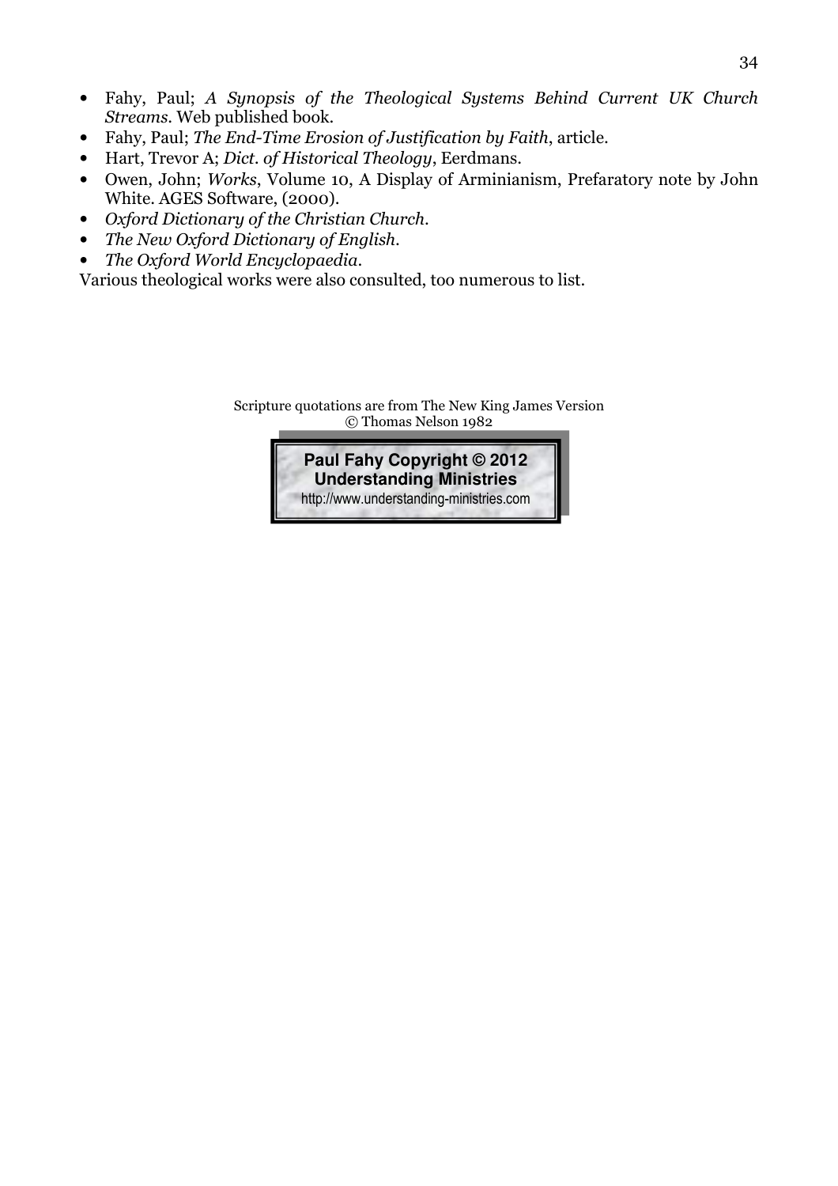- Fahy, Paul; *A Synopsis of the Theological Systems Behind Current UK Church Streams*. Web published book.
- Fahy, Paul; *The End-Time Erosion of Justification by Faith*, article.
- Hart, Trevor A; *Dict. of Historical Theology*, Eerdmans.
- Owen, John; *Works*, Volume 10, A Display of Arminianism, Prefaratory note by John White. AGES Software, (2000).
- *Oxford Dictionary of the Christian Church*.
- *The New Oxford Dictionary of English*.
- *The Oxford World Encyclopaedia*.

Various theological works were also consulted, too numerous to list.

Scripture quotations are from The New King James Version
© Thomas Nelson 1982

**Paul Fahy Copyright © 2012**
**Understanding Ministries**
http://www.understanding-ministries.com